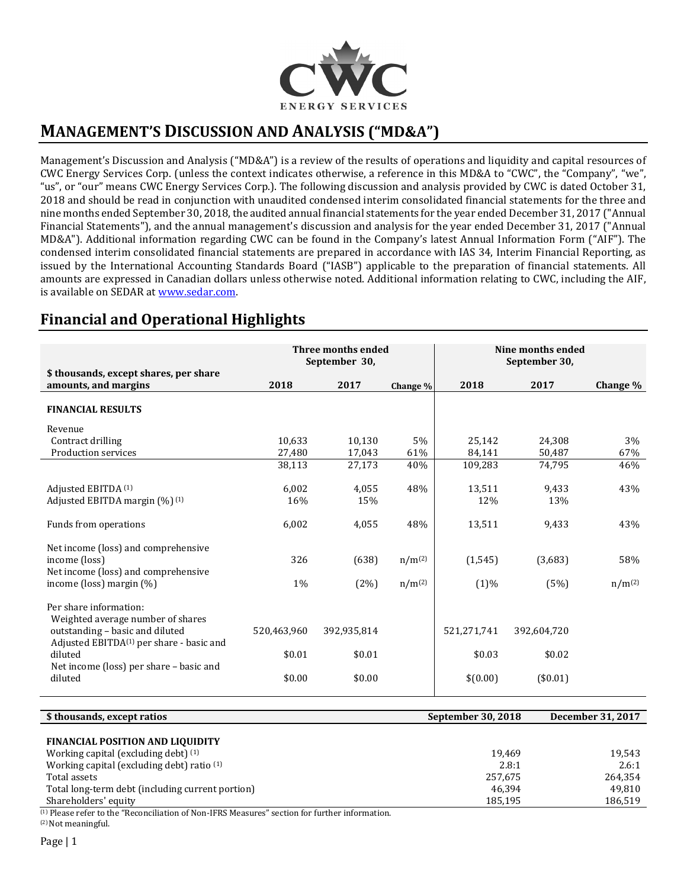# MANAGEMENT'S DISCUSSION AND ANALYSIS ("MD&A")

Management's Discussion and Analysis ("MD&A") is a review of the results of operations and liquidity and capital resources of CWC Energy Services Corp. (unless the context indicates otherwise, a reference in this MD&A to "CWC", the "Company", "we", "us", or "our" means CWC Energy Services Corp.). The following discussion and analysis provided by CWC is dated October 31, 2018 and should be read in conjunction with unaudited condensed interim consolidated financial statements for the three and nine months ended September 30, 2018, the audited annual financial statements for the year ended December 31, 2017 ("Annual Financial Statements"), and the annual management's discussion and analysis for the year ended December 31, 2017 ("Annual MD&A"). Additional information regarding CWC can be found in the Company's latest Annual Information Form ("AIF"). The condensed interim consolidated financial statements are prepared in accordance with IAS 34, Interim Financial Reporting, as issued by the International Accounting Standards Board ("IASB") applicable to the preparation of financial statements. All amounts are expressed in Canadian dollars unless otherwise noted. Additional information relating to CWC, including the AIF, is available on SEDAR at www.sedar.com.

## Financial and Operational Highlights

| | Three months ended September 30, | | | Nine months ended September 30, | | |
|---|---|---|---|---|---|---|
| **$ thousands, except shares, per share amounts, and margins** | **2018** | **2017** | **Change %** | **2018** | **2017** | **Change %** |
| **FINANCIAL RESULTS** | | | | | | |
| Revenue | | | | | | |
| Contract drilling | 10,633 | 10,130 | 5% | 25,142 | 24,308 | 3% |
| Production services | 27,480 | 17,043 | 61% | 84,141 | 50,487 | 67% |
| | 38,113 | 27,173 | 40% | 109,283 | 74,795 | 46% |
| Adjusted EBITDA [1] | 6,002 | 4,055 | 48% | 13,511 | 9,433 | 43% |
| Adjusted EBITDA margin (%) [1] | 16% | 15% | | 12% | 13% | |
| Funds from operations | 6,002 | 4,055 | 48% | 13,511 | 9,433 | 43% |
| Net income (loss) and comprehensive income (loss) | 326 | (638) | n/m[2] | (1,545) | (3,683) | 58% |
| Net income (loss) and comprehensive income (loss) margin (%) | 1% | (2%) | n/m[2] | (1)% | (5%) | n/m[2] |
| Per share information: | | | | | | |
| Weighted average number of shares outstanding – basic and diluted | 520,463,960 | 392,935,814 | | 521,271,741 | 392,604,720 | |
| Adjusted EBITDA[1] per share - basic and diluted | $0.01 | $0.01 | | $0.03 | $0.02 | |
| Net income (loss) per share – basic and diluted | $0.00 | $0.00 | | $(0.00) | ($0.01) | |

| **$ thousands, except ratios** | **September 30, 2018** | **December 31, 2017** |
|---|---|---|
| **FINANCIAL POSITION AND LIQUIDITY** | | |
| Working capital (excluding debt) [1] | 19,469 | 19,543 |
| Working capital (excluding debt) ratio [1] | 2.8:1 | 2.6:1 |
| Total assets | 257,675 | 264,354 |
| Total long-term debt (including current portion) | 46,394 | 49,810 |
| Shareholders' equity | 185,195 | 186,519 |

[1] Please refer to the "Reconciliation of Non-IFRS Measures" section for further information.
[2] Not meaningful.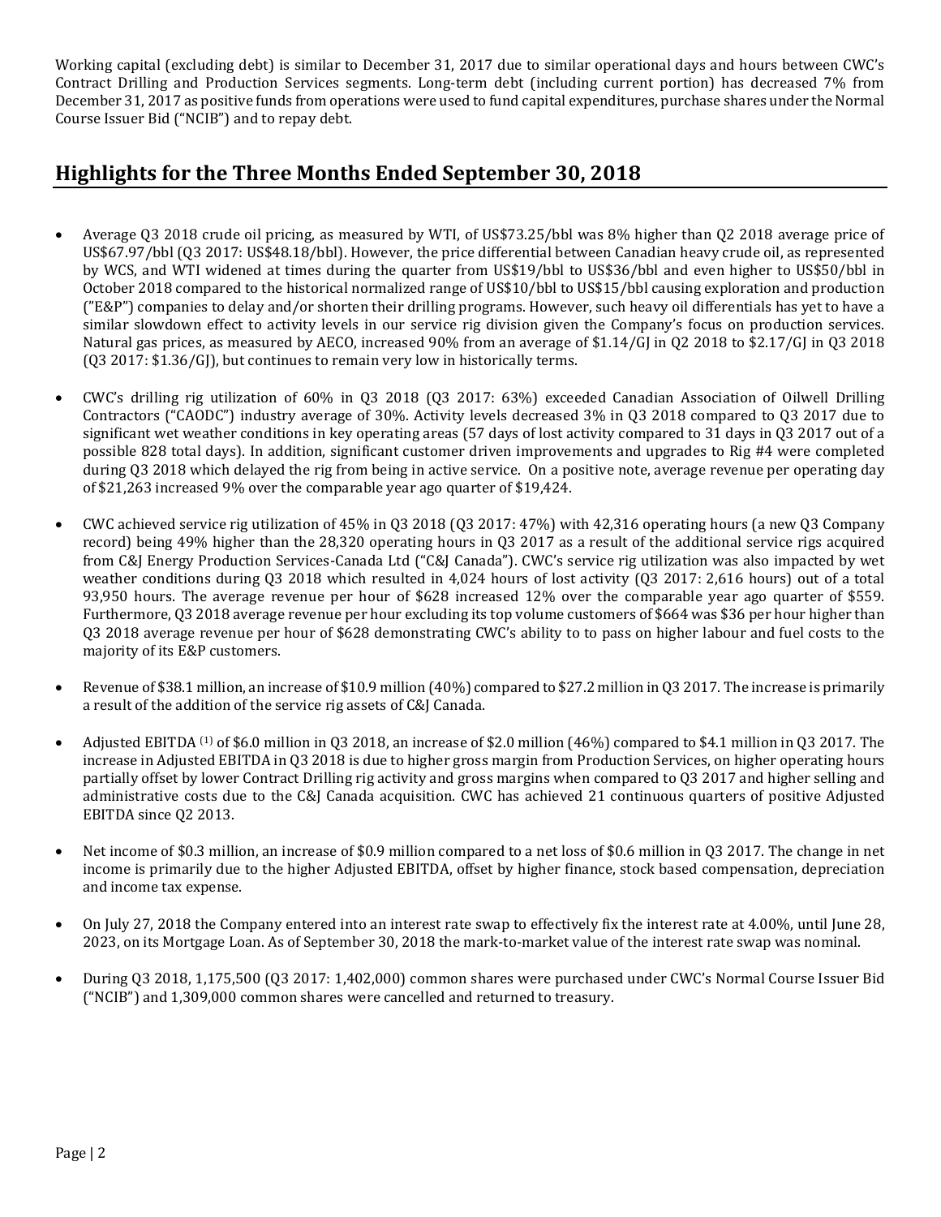Working capital (excluding debt) is similar to December 31, 2017 due to similar operational days and hours between CWC's Contract Drilling and Production Services segments. Long-term debt (including current portion) has decreased 7% from December 31, 2017 as positive funds from operations were used to fund capital expenditures, purchase shares under the Normal Course Issuer Bid ("NCIB") and to repay debt.

## Highlights for the Three Months Ended September 30, 2018

- Average Q3 2018 crude oil pricing, as measured by WTI, of US$73.25/bbl was 8% higher than Q2 2018 average price of US$67.97/bbl (Q3 2017: US$48.18/bbl). However, the price differential between Canadian heavy crude oil, as represented by WCS, and WTI widened at times during the quarter from US$19/bbl to US$36/bbl and even higher to US$50/bbl in October 2018 compared to the historical normalized range of US$10/bbl to US$15/bbl causing exploration and production ("E&P") companies to delay and/or shorten their drilling programs. However, such heavy oil differentials has yet to have a similar slowdown effect to activity levels in our service rig division given the Company's focus on production services. Natural gas prices, as measured by AECO, increased 90% from an average of $1.14/GJ in Q2 2018 to $2.17/GJ in Q3 2018 (Q3 2017: $1.36/GJ), but continues to remain very low in historically terms.

- CWC's drilling rig utilization of 60% in Q3 2018 (Q3 2017: 63%) exceeded Canadian Association of Oilwell Drilling Contractors ("CAODC") industry average of 30%. Activity levels decreased 3% in Q3 2018 compared to Q3 2017 due to significant wet weather conditions in key operating areas (57 days of lost activity compared to 31 days in Q3 2017 out of a possible 828 total days). In addition, significant customer driven improvements and upgrades to Rig #4 were completed during Q3 2018 which delayed the rig from being in active service. On a positive note, average revenue per operating day of $21,263 increased 9% over the comparable year ago quarter of $19,424.

- CWC achieved service rig utilization of 45% in Q3 2018 (Q3 2017: 47%) with 42,316 operating hours (a new Q3 Company record) being 49% higher than the 28,320 operating hours in Q3 2017 as a result of the additional service rigs acquired from C&J Energy Production Services-Canada Ltd ("C&J Canada"). CWC's service rig utilization was also impacted by wet weather conditions during Q3 2018 which resulted in 4,024 hours of lost activity (Q3 2017: 2,616 hours) out of a total 93,950 hours. The average revenue per hour of $628 increased 12% over the comparable year ago quarter of $559. Furthermore, Q3 2018 average revenue per hour excluding its top volume customers of $664 was $36 per hour higher than Q3 2018 average revenue per hour of $628 demonstrating CWC's ability to to pass on higher labour and fuel costs to the majority of its E&P customers.

- Revenue of $38.1 million, an increase of $10.9 million (40%) compared to $27.2 million in Q3 2017. The increase is primarily a result of the addition of the service rig assets of C&J Canada.

- Adjusted EBITDA [(1)] of $6.0 million in Q3 2018, an increase of $2.0 million (46%) compared to $4.1 million in Q3 2017. The increase in Adjusted EBITDA in Q3 2018 is due to higher gross margin from Production Services, on higher operating hours partially offset by lower Contract Drilling rig activity and gross margins when compared to Q3 2017 and higher selling and administrative costs due to the C&J Canada acquisition. CWC has achieved 21 continuous quarters of positive Adjusted EBITDA since Q2 2013.

- Net income of $0.3 million, an increase of $0.9 million compared to a net loss of $0.6 million in Q3 2017. The change in net income is primarily due to the higher Adjusted EBITDA, offset by higher finance, stock based compensation, depreciation and income tax expense.

- On July 27, 2018 the Company entered into an interest rate swap to effectively fix the interest rate at 4.00%, until June 28, 2023, on its Mortgage Loan. As of September 30, 2018 the mark-to-market value of the interest rate swap was nominal.

- During Q3 2018, 1,175,500 (Q3 2017: 1,402,000) common shares were purchased under CWC's Normal Course Issuer Bid ("NCIB") and 1,309,000 common shares were cancelled and returned to treasury.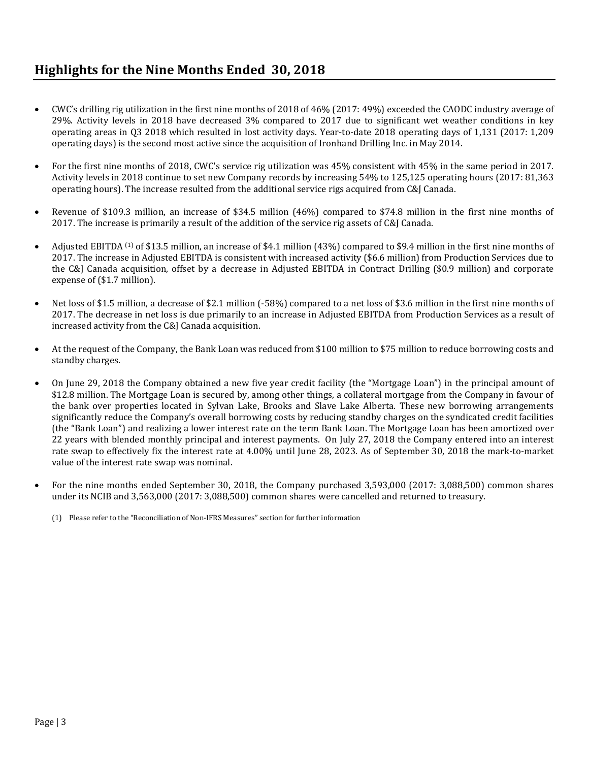## Highlights for the Nine Months Ended 30, 2018

- CWC's drilling rig utilization in the first nine months of 2018 of 46% (2017: 49%) exceeded the CAODC industry average of 29%. Activity levels in 2018 have decreased 3% compared to 2017 due to significant wet weather conditions in key operating areas in Q3 2018 which resulted in lost activity days. Year-to-date 2018 operating days of 1,131 (2017: 1,209 operating days) is the second most active since the acquisition of Ironhand Drilling Inc. in May 2014.

- For the first nine months of 2018, CWC's service rig utilization was 45% consistent with 45% in the same period in 2017. Activity levels in 2018 continue to set new Company records by increasing 54% to 125,125 operating hours (2017: 81,363 operating hours). The increase resulted from the additional service rigs acquired from C&J Canada.

- Revenue of $109.3 million, an increase of $34.5 million (46%) compared to $74.8 million in the first nine months of 2017. The increase is primarily a result of the addition of the service rig assets of C&J Canada.

- Adjusted EBITDA [(1)] of $13.5 million, an increase of $4.1 million (43%) compared to $9.4 million in the first nine months of 2017. The increase in Adjusted EBITDA is consistent with increased activity ($6.6 million) from Production Services due to the C&J Canada acquisition, offset by a decrease in Adjusted EBITDA in Contract Drilling ($0.9 million) and corporate expense of ($1.7 million).

- Net loss of $1.5 million, a decrease of $2.1 million (-58%) compared to a net loss of $3.6 million in the first nine months of 2017. The decrease in net loss is due primarily to an increase in Adjusted EBITDA from Production Services as a result of increased activity from the C&J Canada acquisition.

- At the request of the Company, the Bank Loan was reduced from $100 million to $75 million to reduce borrowing costs and standby charges.

- On June 29, 2018 the Company obtained a new five year credit facility (the "Mortgage Loan") in the principal amount of $12.8 million. The Mortgage Loan is secured by, among other things, a collateral mortgage from the Company in favour of the bank over properties located in Sylvan Lake, Brooks and Slave Lake Alberta. These new borrowing arrangements significantly reduce the Company's overall borrowing costs by reducing standby charges on the syndicated credit facilities (the "Bank Loan") and realizing a lower interest rate on the term Bank Loan. The Mortgage Loan has been amortized over 22 years with blended monthly principal and interest payments. On July 27, 2018 the Company entered into an interest rate swap to effectively fix the interest rate at 4.00% until June 28, 2023. As of September 30, 2018 the mark-to-market value of the interest rate swap was nominal.

- For the nine months ended September 30, 2018, the Company purchased 3,593,000 (2017: 3,088,500) common shares under its NCIB and 3,563,000 (2017: 3,088,500) common shares were cancelled and returned to treasury.

(1) Please refer to the "Reconciliation of Non-IFRS Measures" section for further information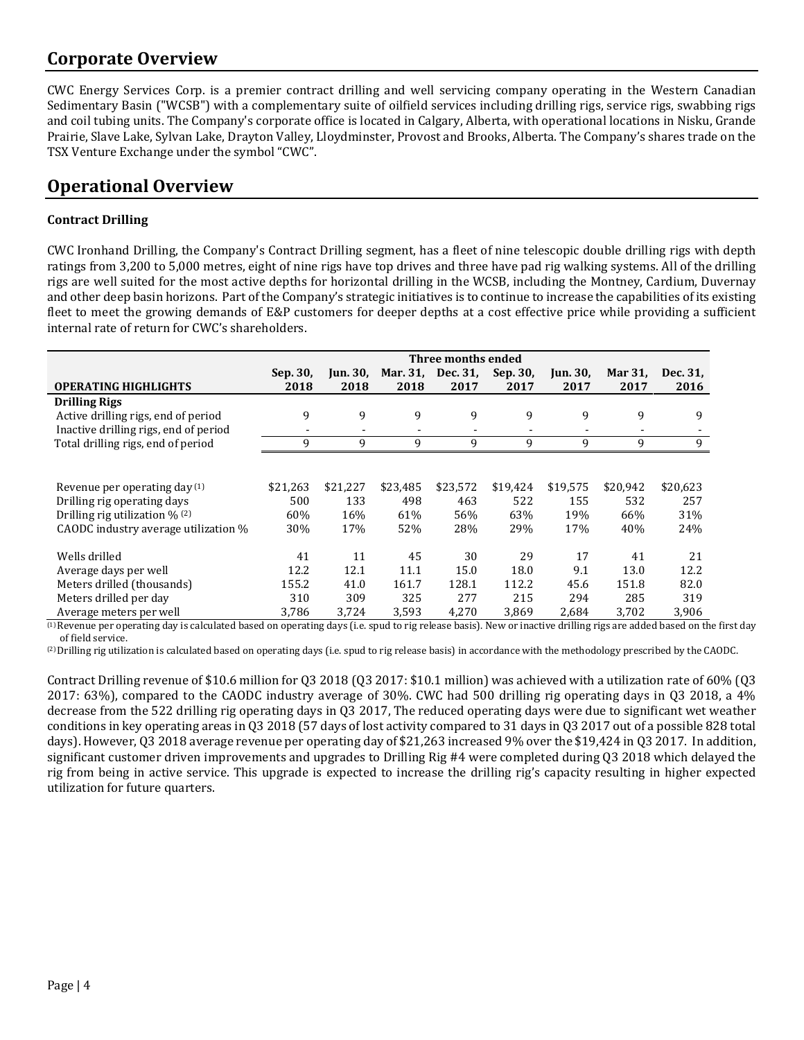## Corporate Overview

CWC Energy Services Corp. is a premier contract drilling and well servicing company operating in the Western Canadian Sedimentary Basin ("WCSB") with a complementary suite of oilfield services including drilling rigs, service rigs, swabbing rigs and coil tubing units. The Company's corporate office is located in Calgary, Alberta, with operational locations in Nisku, Grande Prairie, Slave Lake, Sylvan Lake, Drayton Valley, Lloydminster, Provost and Brooks, Alberta. The Company's shares trade on the TSX Venture Exchange under the symbol "CWC".

## Operational Overview

**Contract Drilling**

CWC Ironhand Drilling, the Company's Contract Drilling segment, has a fleet of nine telescopic double drilling rigs with depth ratings from 3,200 to 5,000 metres, eight of nine rigs have top drives and three have pad rig walking systems. All of the drilling rigs are well suited for the most active depths for horizontal drilling in the WCSB, including the Montney, Cardium, Duvernay and other deep basin horizons. Part of the Company's strategic initiatives is to continue to increase the capabilities of its existing fleet to meet the growing demands of E&P customers for deeper depths at a cost effective price while providing a sufficient internal rate of return for CWC's shareholders.

| | Three months ended | | | | | | | |
|---|---|---|---|---|---|---|---|---|
| **OPERATING HIGHLIGHTS** | **Sep. 30, 2018** | **Jun. 30, 2018** | **Mar. 31, 2018** | **Dec. 31, 2017** | **Sep. 30, 2017** | **Jun. 30, 2017** | **Mar 31, 2017** | **Dec. 31, 2016** |
| **Drilling Rigs** | | | | | | | | |
| Active drilling rigs, end of period | 9 | 9 | 9 | 9 | 9 | 9 | 9 | 9 |
| Inactive drilling rigs, end of period | - | - | - | - | - | - | - | - |
| Total drilling rigs, end of period | 9 | 9 | 9 | 9 | 9 | 9 | 9 | 9 |
| | | | | | | | | |
| Revenue per operating day [1] | $21,263 | $21,227 | $23,485 | $23,572 | $19,424 | $19,575 | $20,942 | $20,623 |
| Drilling rig operating days | 500 | 133 | 498 | 463 | 522 | 155 | 532 | 257 |
| Drilling rig utilization % [2] | 60% | 16% | 61% | 56% | 63% | 19% | 66% | 31% |
| CAODC industry average utilization % | 30% | 17% | 52% | 28% | 29% | 17% | 40% | 24% |
| | | | | | | | | |
| Wells drilled | 41 | 11 | 45 | 30 | 29 | 17 | 41 | 21 |
| Average days per well | 12.2 | 12.1 | 11.1 | 15.0 | 18.0 | 9.1 | 13.0 | 12.2 |
| Meters drilled (thousands) | 155.2 | 41.0 | 161.7 | 128.1 | 112.2 | 45.6 | 151.8 | 82.0 |
| Meters drilled per day | 310 | 309 | 325 | 277 | 215 | 294 | 285 | 319 |
| Average meters per well | 3,786 | 3,724 | 3,593 | 4,270 | 3,869 | 2,684 | 3,702 | 3,906 |

[1] Revenue per operating day is calculated based on operating days (i.e. spud to rig release basis). New or inactive drilling rigs are added based on the first day of field service.

[2] Drilling rig utilization is calculated based on operating days (i.e. spud to rig release basis) in accordance with the methodology prescribed by the CAODC.

Contract Drilling revenue of $10.6 million for Q3 2018 (Q3 2017: $10.1 million) was achieved with a utilization rate of 60% (Q3 2017: 63%), compared to the CAODC industry average of 30%. CWC had 500 drilling rig operating days in Q3 2018, a 4% decrease from the 522 drilling rig operating days in Q3 2017, The reduced operating days were due to significant wet weather conditions in key operating areas in Q3 2018 (57 days of lost activity compared to 31 days in Q3 2017 out of a possible 828 total days). However, Q3 2018 average revenue per operating day of $21,263 increased 9% over the $19,424 in Q3 2017. In addition, significant customer driven improvements and upgrades to Drilling Rig #4 were completed during Q3 2018 which delayed the rig from being in active service. This upgrade is expected to increase the drilling rig's capacity resulting in higher expected utilization for future quarters.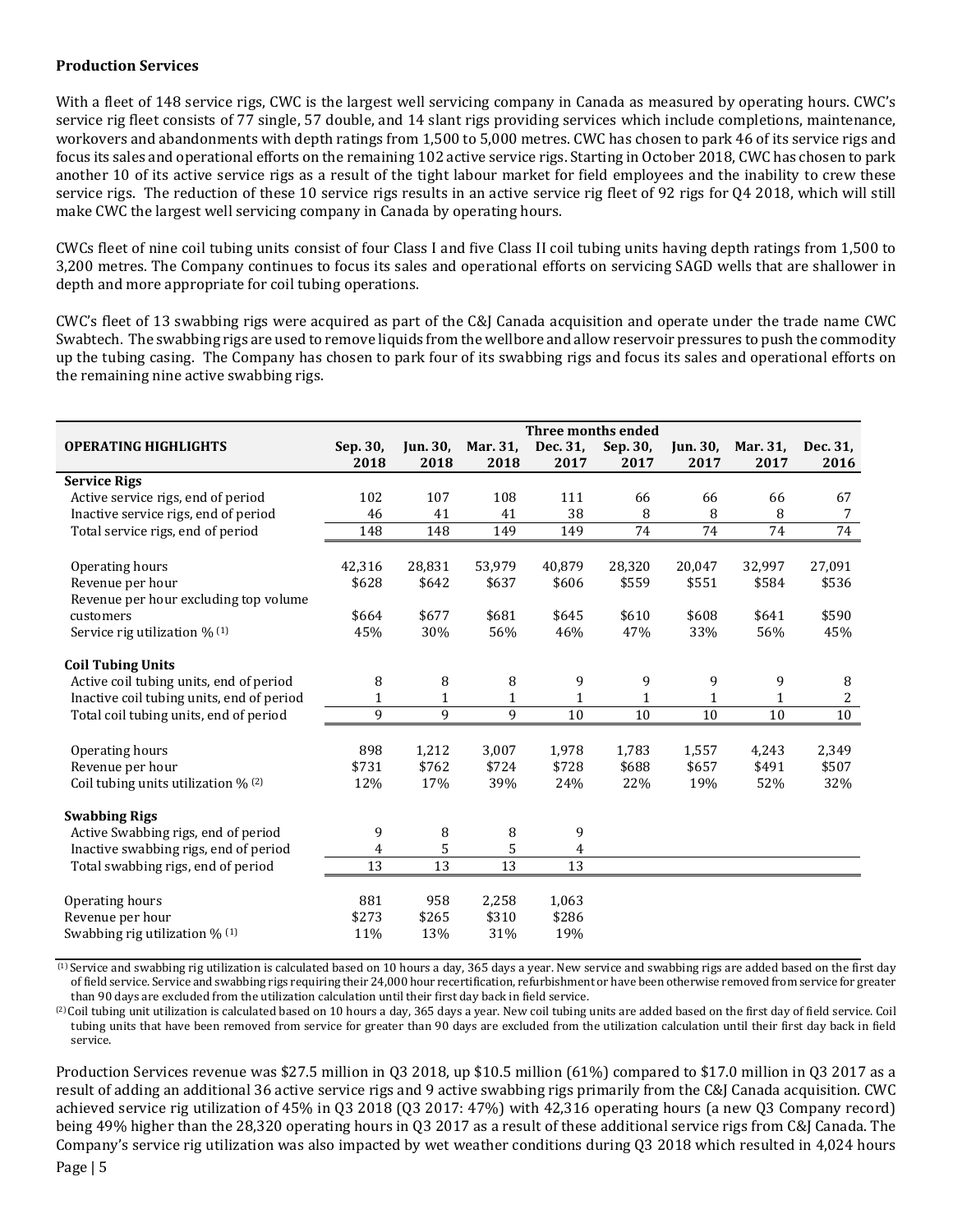**Production Services**

With a fleet of 148 service rigs, CWC is the largest well servicing company in Canada as measured by operating hours. CWC's service rig fleet consists of 77 single, 57 double, and 14 slant rigs providing services which include completions, maintenance, workovers and abandonments with depth ratings from 1,500 to 5,000 metres. CWC has chosen to park 46 of its service rigs and focus its sales and operational efforts on the remaining 102 active service rigs. Starting in October 2018, CWC has chosen to park another 10 of its active service rigs as a result of the tight labour market for field employees and the inability to crew these service rigs. The reduction of these 10 service rigs results in an active service rig fleet of 92 rigs for Q4 2018, which will still make CWC the largest well servicing company in Canada by operating hours.

CWCs fleet of nine coil tubing units consist of four Class I and five Class II coil tubing units having depth ratings from 1,500 to 3,200 metres. The Company continues to focus its sales and operational efforts on servicing SAGD wells that are shallower in depth and more appropriate for coil tubing operations.

CWC's fleet of 13 swabbing rigs were acquired as part of the C&J Canada acquisition and operate under the trade name CWC Swabtech. The swabbing rigs are used to remove liquids from the wellbore and allow reservoir pressures to push the commodity up the tubing casing. The Company has chosen to park four of its swabbing rigs and focus its sales and operational efforts on the remaining nine active swabbing rigs.

| | Three months ended | | | | | | | |
|---|---|---|---|---|---|---|---|---|
| **OPERATING HIGHLIGHTS** | **Sep. 30, 2018** | **Jun. 30, 2018** | **Mar. 31, 2018** | **Dec. 31, 2017** | **Sep. 30, 2017** | **Jun. 30, 2017** | **Mar. 31, 2017** | **Dec. 31, 2016** |
| **Service Rigs** | | | | | | | | |
| Active service rigs, end of period | 102 | 107 | 108 | 111 | 66 | 66 | 66 | 67 |
| Inactive service rigs, end of period | 46 | 41 | 41 | 38 | 8 | 8 | 8 | 7 |
| Total service rigs, end of period | 148 | 148 | 149 | 149 | 74 | 74 | 74 | 74 |
| Operating hours | 42,316 | 28,831 | 53,979 | 40,879 | 28,320 | 20,047 | 32,997 | 27,091 |
| Revenue per hour | $628 | $642 | $637 | $606 | $559 | $551 | $584 | $536 |
| Revenue per hour excluding top volume customers | $664 | $677 | $681 | $645 | $610 | $608 | $641 | $590 |
| Service rig utilization % (1) | 45% | 30% | 56% | 46% | 47% | 33% | 56% | 45% |
| **Coil Tubing Units** | | | | | | | | |
| Active coil tubing units, end of period | 8 | 8 | 8 | 9 | 9 | 9 | 9 | 8 |
| Inactive coil tubing units, end of period | 1 | 1 | 1 | 1 | 1 | 1 | 1 | 2 |
| Total coil tubing units, end of period | 9 | 9 | 9 | 10 | 10 | 10 | 10 | 10 |
| Operating hours | 898 | 1,212 | 3,007 | 1,978 | 1,783 | 1,557 | 4,243 | 2,349 |
| Revenue per hour | $731 | $762 | $724 | $728 | $688 | $657 | $491 | $507 |
| Coil tubing units utilization % (2) | 12% | 17% | 39% | 24% | 22% | 19% | 52% | 32% |
| **Swabbing Rigs** | | | | | | | | |
| Active Swabbing rigs, end of period | 9 | 8 | 8 | 9 | | | | |
| Inactive swabbing rigs, end of period | 4 | 5 | 5 | 4 | | | | |
| Total swabbing rigs, end of period | 13 | 13 | 13 | 13 | | | | |
| Operating hours | 881 | 958 | 2,258 | 1,063 | | | | |
| Revenue per hour | $273 | $265 | $310 | $286 | | | | |
| Swabbing rig utilization % (1) | 11% | 13% | 31% | 19% | | | | |

(1) Service and swabbing rig utilization is calculated based on 10 hours a day, 365 days a year. New service and swabbing rigs are added based on the first day of field service. Service and swabbing rigs requiring their 24,000 hour recertification, refurbishment or have been otherwise removed from service for greater than 90 days are excluded from the utilization calculation until their first day back in field service.

(2) Coil tubing unit utilization is calculated based on 10 hours a day, 365 days a year. New coil tubing units are added based on the first day of field service. Coil tubing units that have been removed from service for greater than 90 days are excluded from the utilization calculation until their first day back in field service.

Production Services revenue was $27.5 million in Q3 2018, up $10.5 million (61%) compared to $17.0 million in Q3 2017 as a result of adding an additional 36 active service rigs and 9 active swabbing rigs primarily from the C&J Canada acquisition. CWC achieved service rig utilization of 45% in Q3 2018 (Q3 2017: 47%) with 42,316 operating hours (a new Q3 Company record) being 49% higher than the 28,320 operating hours in Q3 2017 as a result of these additional service rigs from C&J Canada. The Company's service rig utilization was also impacted by wet weather conditions during Q3 2018 which resulted in 4,024 hours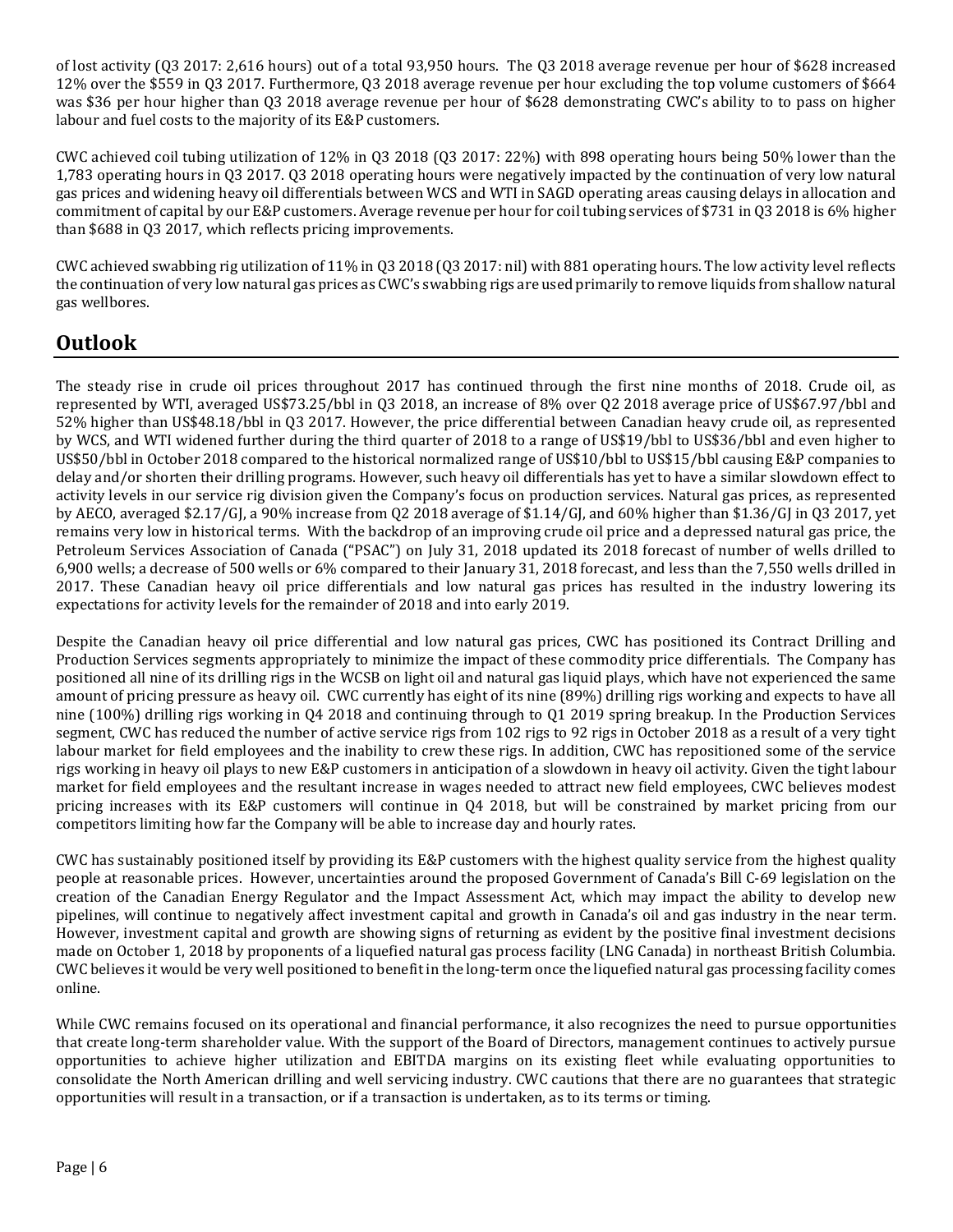of lost activity (Q3 2017: 2,616 hours) out of a total 93,950 hours. The Q3 2018 average revenue per hour of $628 increased 12% over the $559 in Q3 2017. Furthermore, Q3 2018 average revenue per hour excluding the top volume customers of $664 was $36 per hour higher than Q3 2018 average revenue per hour of $628 demonstrating CWC's ability to to pass on higher labour and fuel costs to the majority of its E&P customers.

CWC achieved coil tubing utilization of 12% in Q3 2018 (Q3 2017: 22%) with 898 operating hours being 50% lower than the 1,783 operating hours in Q3 2017. Q3 2018 operating hours were negatively impacted by the continuation of very low natural gas prices and widening heavy oil differentials between WCS and WTI in SAGD operating areas causing delays in allocation and commitment of capital by our E&P customers. Average revenue per hour for coil tubing services of $731 in Q3 2018 is 6% higher than $688 in Q3 2017, which reflects pricing improvements.

CWC achieved swabbing rig utilization of 11% in Q3 2018 (Q3 2017: nil) with 881 operating hours. The low activity level reflects the continuation of very low natural gas prices as CWC's swabbing rigs are used primarily to remove liquids from shallow natural gas wellbores.

## Outlook

The steady rise in crude oil prices throughout 2017 has continued through the first nine months of 2018. Crude oil, as represented by WTI, averaged US$73.25/bbl in Q3 2018, an increase of 8% over Q2 2018 average price of US$67.97/bbl and 52% higher than US$48.18/bbl in Q3 2017. However, the price differential between Canadian heavy crude oil, as represented by WCS, and WTI widened further during the third quarter of 2018 to a range of US$19/bbl to US$36/bbl and even higher to US$50/bbl in October 2018 compared to the historical normalized range of US$10/bbl to US$15/bbl causing E&P companies to delay and/or shorten their drilling programs. However, such heavy oil differentials has yet to have a similar slowdown effect to activity levels in our service rig division given the Company's focus on production services. Natural gas prices, as represented by AECO, averaged $2.17/GJ, a 90% increase from Q2 2018 average of $1.14/GJ, and 60% higher than $1.36/GJ in Q3 2017, yet remains very low in historical terms. With the backdrop of an improving crude oil price and a depressed natural gas price, the Petroleum Services Association of Canada ("PSAC") on July 31, 2018 updated its 2018 forecast of number of wells drilled to 6,900 wells; a decrease of 500 wells or 6% compared to their January 31, 2018 forecast, and less than the 7,550 wells drilled in 2017. These Canadian heavy oil price differentials and low natural gas prices has resulted in the industry lowering its expectations for activity levels for the remainder of 2018 and into early 2019.

Despite the Canadian heavy oil price differential and low natural gas prices, CWC has positioned its Contract Drilling and Production Services segments appropriately to minimize the impact of these commodity price differentials. The Company has positioned all nine of its drilling rigs in the WCSB on light oil and natural gas liquid plays, which have not experienced the same amount of pricing pressure as heavy oil. CWC currently has eight of its nine (89%) drilling rigs working and expects to have all nine (100%) drilling rigs working in Q4 2018 and continuing through to Q1 2019 spring breakup. In the Production Services segment, CWC has reduced the number of active service rigs from 102 rigs to 92 rigs in October 2018 as a result of a very tight labour market for field employees and the inability to crew these rigs. In addition, CWC has repositioned some of the service rigs working in heavy oil plays to new E&P customers in anticipation of a slowdown in heavy oil activity. Given the tight labour market for field employees and the resultant increase in wages needed to attract new field employees, CWC believes modest pricing increases with its E&P customers will continue in Q4 2018, but will be constrained by market pricing from our competitors limiting how far the Company will be able to increase day and hourly rates.

CWC has sustainably positioned itself by providing its E&P customers with the highest quality service from the highest quality people at reasonable prices. However, uncertainties around the proposed Government of Canada's Bill C-69 legislation on the creation of the Canadian Energy Regulator and the Impact Assessment Act, which may impact the ability to develop new pipelines, will continue to negatively affect investment capital and growth in Canada's oil and gas industry in the near term. However, investment capital and growth are showing signs of returning as evident by the positive final investment decisions made on October 1, 2018 by proponents of a liquefied natural gas process facility (LNG Canada) in northeast British Columbia. CWC believes it would be very well positioned to benefit in the long-term once the liquefied natural gas processing facility comes online.

While CWC remains focused on its operational and financial performance, it also recognizes the need to pursue opportunities that create long-term shareholder value. With the support of the Board of Directors, management continues to actively pursue opportunities to achieve higher utilization and EBITDA margins on its existing fleet while evaluating opportunities to consolidate the North American drilling and well servicing industry. CWC cautions that there are no guarantees that strategic opportunities will result in a transaction, or if a transaction is undertaken, as to its terms or timing.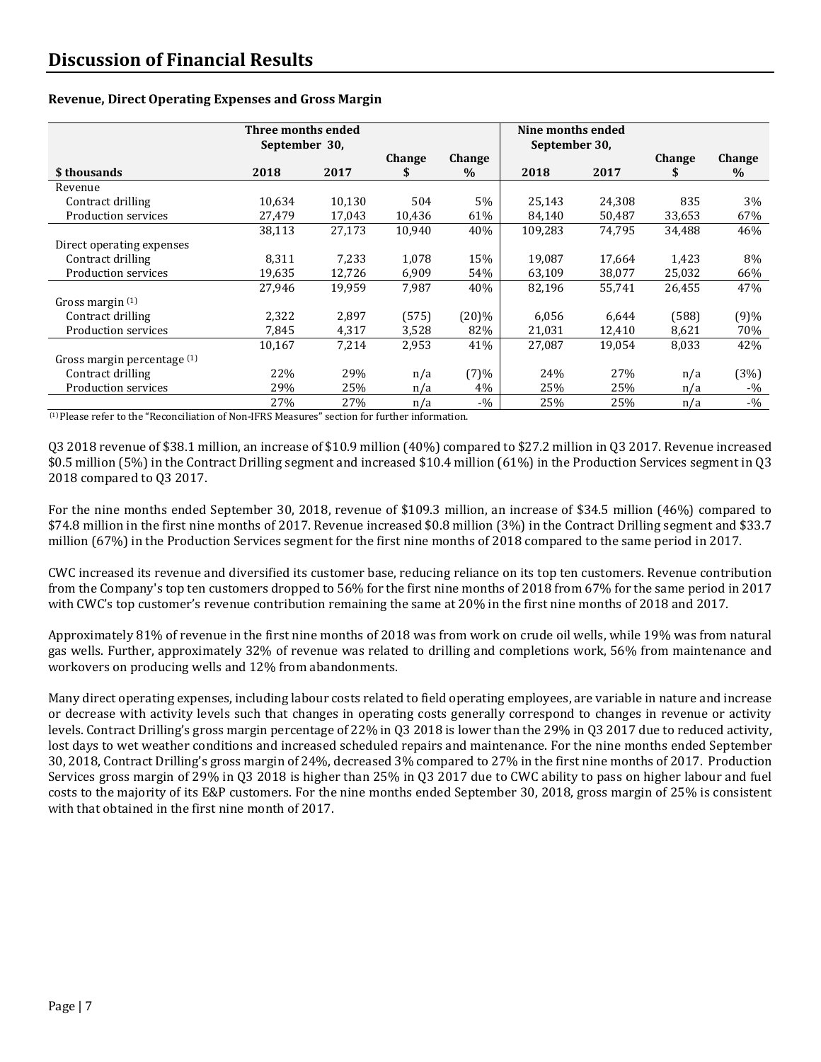# Discussion of Financial Results

**Revenue, Direct Operating Expenses and Gross Margin**

| | Three months ended September 30, | | | | Nine months ended September 30, | | | |
|---|---|---|---|---|---|---|---|---|
| **$ thousands** | **2018** | **2017** | **Change $** | **Change %** | **2018** | **2017** | **Change $** | **Change %** |
| Revenue | | | | | | | | |
| Contract drilling | 10,634 | 10,130 | 504 | 5% | 25,143 | 24,308 | 835 | 3% |
| Production services | 27,479 | 17,043 | 10,436 | 61% | 84,140 | 50,487 | 33,653 | 67% |
| | 38,113 | 27,173 | 10,940 | 40% | 109,283 | 74,795 | 34,488 | 46% |
| Direct operating expenses | | | | | | | | |
| Contract drilling | 8,311 | 7,233 | 1,078 | 15% | 19,087 | 17,664 | 1,423 | 8% |
| Production services | 19,635 | 12,726 | 6,909 | 54% | 63,109 | 38,077 | 25,032 | 66% |
| | 27,946 | 19,959 | 7,987 | 40% | 82,196 | 55,741 | 26,455 | 47% |
| Gross margin [(1)] | | | | | | | | |
| Contract drilling | 2,322 | 2,897 | (575) | (20)% | 6,056 | 6,644 | (588) | (9)% |
| Production services | 7,845 | 4,317 | 3,528 | 82% | 21,031 | 12,410 | 8,621 | 70% |
| | 10,167 | 7,214 | 2,953 | 41% | 27,087 | 19,054 | 8,033 | 42% |
| Gross margin percentage [(1)] | | | | | | | | |
| Contract drilling | 22% | 29% | n/a | (7)% | 24% | 27% | n/a | (3%) |
| Production services | 29% | 25% | n/a | 4% | 25% | 25% | n/a | -% |
| | 27% | 27% | n/a | -% | 25% | 25% | n/a | -% |

[(1)] Please refer to the "Reconciliation of Non-IFRS Measures" section for further information.

Q3 2018 revenue of $38.1 million, an increase of $10.9 million (40%) compared to $27.2 million in Q3 2017. Revenue increased $0.5 million (5%) in the Contract Drilling segment and increased $10.4 million (61%) in the Production Services segment in Q3 2018 compared to Q3 2017.

For the nine months ended September 30, 2018, revenue of $109.3 million, an increase of $34.5 million (46%) compared to $74.8 million in the first nine months of 2017. Revenue increased $0.8 million (3%) in the Contract Drilling segment and $33.7 million (67%) in the Production Services segment for the first nine months of 2018 compared to the same period in 2017.

CWC increased its revenue and diversified its customer base, reducing reliance on its top ten customers. Revenue contribution from the Company's top ten customers dropped to 56% for the first nine months of 2018 from 67% for the same period in 2017 with CWC's top customer's revenue contribution remaining the same at 20% in the first nine months of 2018 and 2017.

Approximately 81% of revenue in the first nine months of 2018 was from work on crude oil wells, while 19% was from natural gas wells. Further, approximately 32% of revenue was related to drilling and completions work, 56% from maintenance and workovers on producing wells and 12% from abandonments.

Many direct operating expenses, including labour costs related to field operating employees, are variable in nature and increase or decrease with activity levels such that changes in operating costs generally correspond to changes in revenue or activity levels. Contract Drilling's gross margin percentage of 22% in Q3 2018 is lower than the 29% in Q3 2017 due to reduced activity, lost days to wet weather conditions and increased scheduled repairs and maintenance. For the nine months ended September 30, 2018, Contract Drilling's gross margin of 24%, decreased 3% compared to 27% in the first nine months of 2017. Production Services gross margin of 29% in Q3 2018 is higher than 25% in Q3 2017 due to CWC ability to pass on higher labour and fuel costs to the majority of its E&P customers. For the nine months ended September 30, 2018, gross margin of 25% is consistent with that obtained in the first nine month of 2017.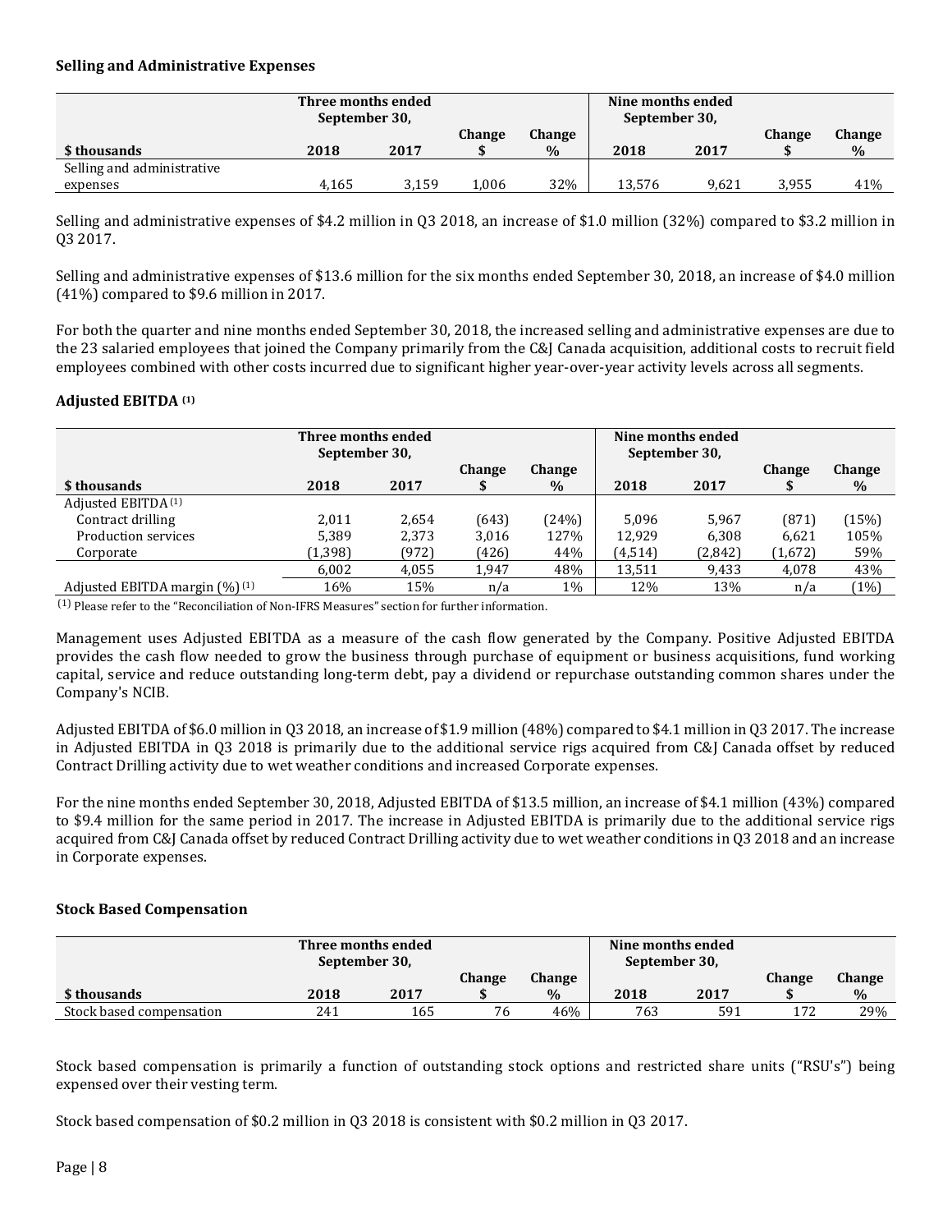### Selling and Administrative Expenses

| | Three months ended September 30, | | | | Nine months ended September 30, | | | |
|---|---|---|---|---|---|---|---|---|
| $ thousands | 2018 | 2017 | Change $ | Change % | 2018 | 2017 | Change $ | Change % |
| Selling and administrative expenses | 4,165 | 3,159 | 1,006 | 32% | 13,576 | 9,621 | 3,955 | 41% |

Selling and administrative expenses of $4.2 million in Q3 2018, an increase of $1.0 million (32%) compared to $3.2 million in Q3 2017.

Selling and administrative expenses of $13.6 million for the six months ended September 30, 2018, an increase of $4.0 million (41%) compared to $9.6 million in 2017.

For both the quarter and nine months ended September 30, 2018, the increased selling and administrative expenses are due to the 23 salaried employees that joined the Company primarily from the C&J Canada acquisition, additional costs to recruit field employees combined with other costs incurred due to significant higher year-over-year activity levels across all segments.

### Adjusted EBITDA [(1)]

| | Three months ended September 30, | | | | Nine months ended September 30, | | | |
|---|---|---|---|---|---|---|---|---|
| $ thousands | 2018 | 2017 | Change $ | Change % | 2018 | 2017 | Change $ | Change % |
| Adjusted EBITDA [(1)] | | | | | | | | |
| Contract drilling | 2,011 | 2,654 | (643) | (24%) | 5,096 | 5,967 | (871) | (15%) |
| Production services | 5,389 | 2,373 | 3,016 | 127% | 12,929 | 6,308 | 6,621 | 105% |
| Corporate | (1,398) | (972) | (426) | 44% | (4,514) | (2,842) | (1,672) | 59% |
| | 6,002 | 4,055 | 1,947 | 48% | 13,511 | 9,433 | 4,078 | 43% |
| Adjusted EBITDA margin (%) [(1)] | 16% | 15% | n/a | 1% | 12% | 13% | n/a | (1%) |

(1) Please refer to the "Reconciliation of Non-IFRS Measures" section for further information.

Management uses Adjusted EBITDA as a measure of the cash flow generated by the Company. Positive Adjusted EBITDA provides the cash flow needed to grow the business through purchase of equipment or business acquisitions, fund working capital, service and reduce outstanding long-term debt, pay a dividend or repurchase outstanding common shares under the Company's NCIB.

Adjusted EBITDA of $6.0 million in Q3 2018, an increase of $1.9 million (48%) compared to $4.1 million in Q3 2017. The increase in Adjusted EBITDA in Q3 2018 is primarily due to the additional service rigs acquired from C&J Canada offset by reduced Contract Drilling activity due to wet weather conditions and increased Corporate expenses.

For the nine months ended September 30, 2018, Adjusted EBITDA of $13.5 million, an increase of $4.1 million (43%) compared to $9.4 million for the same period in 2017. The increase in Adjusted EBITDA is primarily due to the additional service rigs acquired from C&J Canada offset by reduced Contract Drilling activity due to wet weather conditions in Q3 2018 and an increase in Corporate expenses.

### Stock Based Compensation

| | Three months ended September 30, | | | | Nine months ended September 30, | | | |
|---|---|---|---|---|---|---|---|---|
| $ thousands | 2018 | 2017 | Change $ | Change % | 2018 | 2017 | Change $ | Change % |
| Stock based compensation | 241 | 165 | 76 | 46% | 763 | 591 | 172 | 29% |

Stock based compensation is primarily a function of outstanding stock options and restricted share units ("RSU's") being expensed over their vesting term.

Stock based compensation of $0.2 million in Q3 2018 is consistent with $0.2 million in Q3 2017.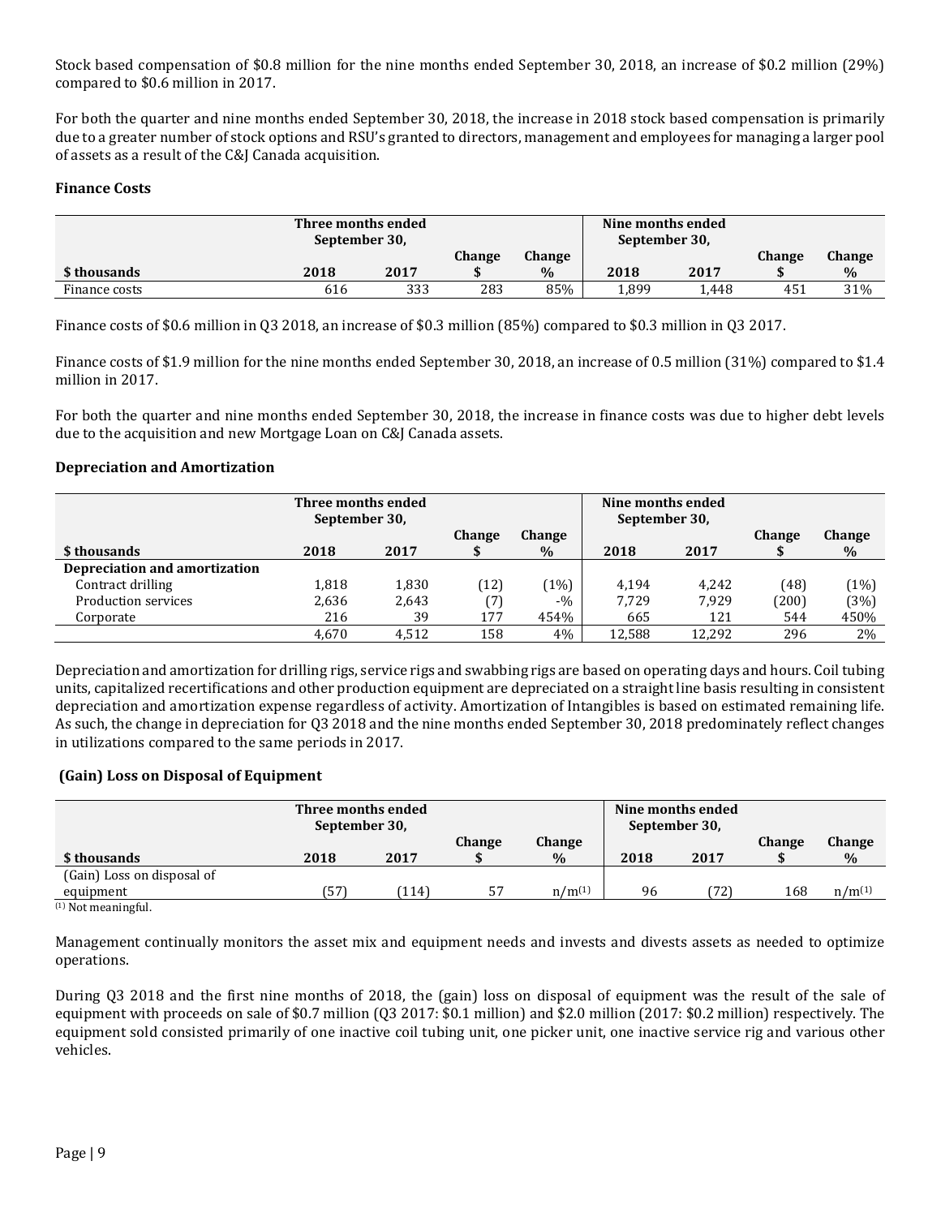Stock based compensation of $0.8 million for the nine months ended September 30, 2018, an increase of $0.2 million (29%) compared to $0.6 million in 2017.

For both the quarter and nine months ended September 30, 2018, the increase in 2018 stock based compensation is primarily due to a greater number of stock options and RSU's granted to directors, management and employees for managing a larger pool of assets as a result of the C&J Canada acquisition.

### Finance Costs

| | Three months ended September 30, | | | | Nine months ended September 30, | | | |
|---|---|---|---|---|---|---|---|---|
| $ thousands | 2018 | 2017 | Change $ | Change % | 2018 | 2017 | Change $ | Change % |
| Finance costs | 616 | 333 | 283 | 85% | 1,899 | 1,448 | 451 | 31% |

Finance costs of $0.6 million in Q3 2018, an increase of $0.3 million (85%) compared to $0.3 million in Q3 2017.

Finance costs of $1.9 million for the nine months ended September 30, 2018, an increase of 0.5 million (31%) compared to $1.4 million in 2017.

For both the quarter and nine months ended September 30, 2018, the increase in finance costs was due to higher debt levels due to the acquisition and new Mortgage Loan on C&J Canada assets.

### Depreciation and Amortization

| | Three months ended September 30, | | | | Nine months ended September 30, | | | |
|---|---|---|---|---|---|---|---|---|
| $ thousands | 2018 | 2017 | Change $ | Change % | 2018 | 2017 | Change $ | Change % |
| **Depreciation and amortization** | | | | | | | | |
| Contract drilling | 1,818 | 1,830 | (12) | (1%) | 4,194 | 4,242 | (48) | (1%) |
| Production services | 2,636 | 2,643 | (7) | -% | 7,729 | 7,929 | (200) | (3%) |
| Corporate | 216 | 39 | 177 | 454% | 665 | 121 | 544 | 450% |
| | 4,670 | 4,512 | 158 | 4% | 12,588 | 12,292 | 296 | 2% |

Depreciation and amortization for drilling rigs, service rigs and swabbing rigs are based on operating days and hours. Coil tubing units, capitalized recertifications and other production equipment are depreciated on a straight line basis resulting in consistent depreciation and amortization expense regardless of activity. Amortization of Intangibles is based on estimated remaining life. As such, the change in depreciation for Q3 2018 and the nine months ended September 30, 2018 predominately reflect changes in utilizations compared to the same periods in 2017.

### (Gain) Loss on Disposal of Equipment

| | Three months ended September 30, | | | | Nine months ended September 30, | | | |
|---|---|---|---|---|---|---|---|---|
| $ thousands | 2018 | 2017 | Change $ | Change % | 2018 | 2017 | Change $ | Change % |
| (Gain) Loss on disposal of equipment | (57) | (114) | 57 | n/m[1] | 96 | (72) | 168 | n/m[1] |

[1] Not meaningful.

Management continually monitors the asset mix and equipment needs and invests and divests assets as needed to optimize operations.

During Q3 2018 and the first nine months of 2018, the (gain) loss on disposal of equipment was the result of the sale of equipment with proceeds on sale of $0.7 million (Q3 2017: $0.1 million) and $2.0 million (2017: $0.2 million) respectively. The equipment sold consisted primarily of one inactive coil tubing unit, one picker unit, one inactive service rig and various other vehicles.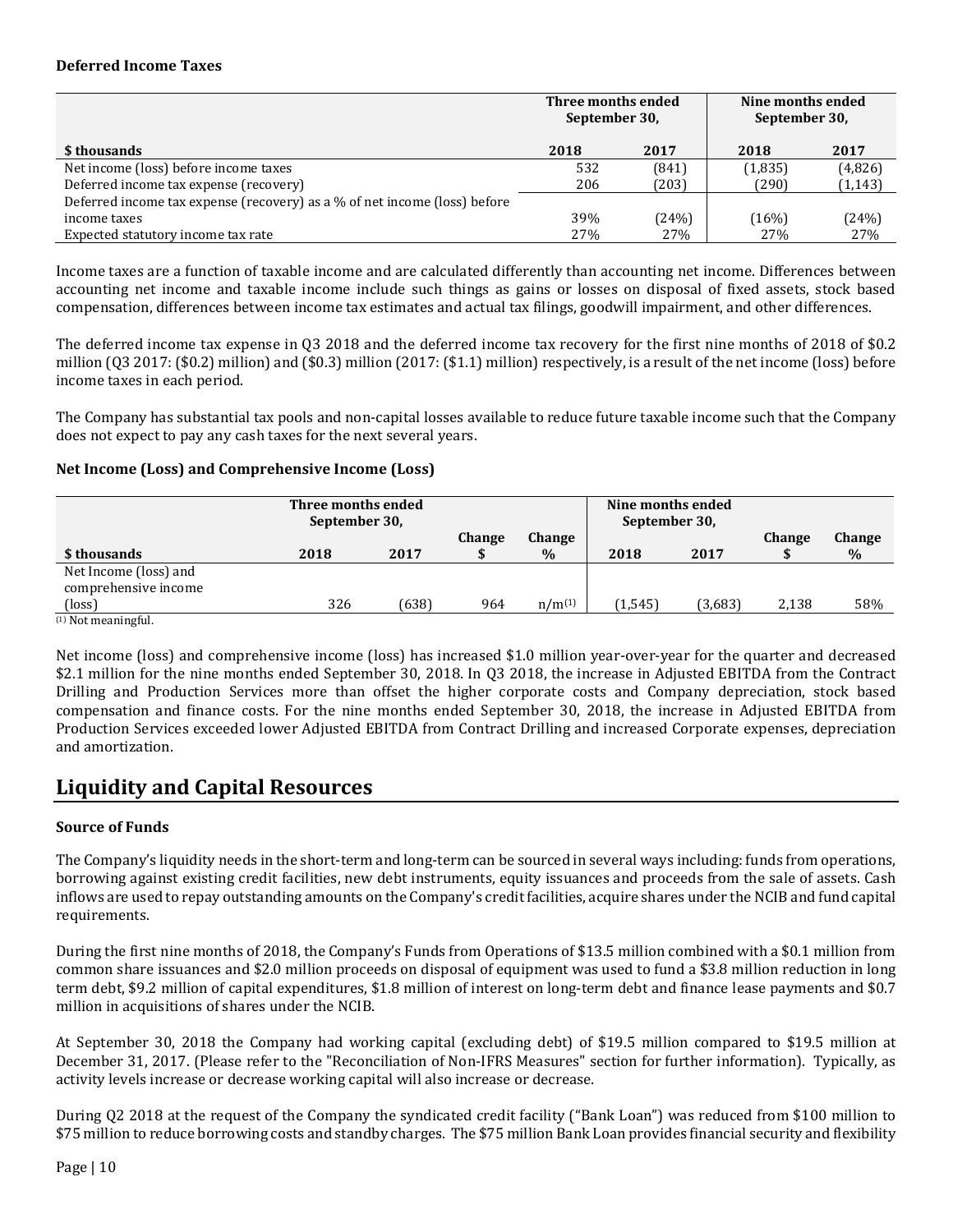**Deferred Income Taxes**

| $ thousands | Three months ended September 30, 2018 | Three months ended September 30, 2017 | Nine months ended September 30, 2018 | Nine months ended September 30, 2017 |
|---|---|---|---|---|
| Net income (loss) before income taxes | 532 | (841) | (1,835) | (4,826) |
| Deferred income tax expense (recovery) | 206 | (203) | (290) | (1,143) |
| Deferred income tax expense (recovery) as a % of net income (loss) before income taxes | 39% | (24%) | (16%) | (24%) |
| Expected statutory income tax rate | 27% | 27% | 27% | 27% |

Income taxes are a function of taxable income and are calculated differently than accounting net income. Differences between accounting net income and taxable income include such things as gains or losses on disposal of fixed assets, stock based compensation, differences between income tax estimates and actual tax filings, goodwill impairment, and other differences.

The deferred income tax expense in Q3 2018 and the deferred income tax recovery for the first nine months of 2018 of $0.2 million (Q3 2017: ($0.2) million) and ($0.3) million (2017: ($1.1) million) respectively, is a result of the net income (loss) before income taxes in each period.

The Company has substantial tax pools and non-capital losses available to reduce future taxable income such that the Company does not expect to pay any cash taxes for the next several years.

**Net Income (Loss) and Comprehensive Income (Loss)**

| $ thousands | Three months ended September 30, 2018 | Three months ended September 30, 2017 | Change $ | Change % | Nine months ended September 30, 2018 | Nine months ended September 30, 2017 | Change $ | Change % |
|---|---|---|---|---|---|---|---|---|
| Net Income (loss) and comprehensive income (loss) | 326 | (638) | 964 | n/m[(1)] | (1,545) | (3,683) | 2,138 | 58% |

[(1)] Not meaningful.

Net income (loss) and comprehensive income (loss) has increased $1.0 million year-over-year for the quarter and decreased $2.1 million for the nine months ended September 30, 2018. In Q3 2018, the increase in Adjusted EBITDA from the Contract Drilling and Production Services more than offset the higher corporate costs and Company depreciation, stock based compensation and finance costs. For the nine months ended September 30, 2018, the increase in Adjusted EBITDA from Production Services exceeded lower Adjusted EBITDA from Contract Drilling and increased Corporate expenses, depreciation and amortization.

# Liquidity and Capital Resources

**Source of Funds**

The Company's liquidity needs in the short-term and long-term can be sourced in several ways including: funds from operations, borrowing against existing credit facilities, new debt instruments, equity issuances and proceeds from the sale of assets. Cash inflows are used to repay outstanding amounts on the Company's credit facilities, acquire shares under the NCIB and fund capital requirements.

During the first nine months of 2018, the Company's Funds from Operations of $13.5 million combined with a $0.1 million from common share issuances and $2.0 million proceeds on disposal of equipment was used to fund a $3.8 million reduction in long term debt, $9.2 million of capital expenditures, $1.8 million of interest on long-term debt and finance lease payments and $0.7 million in acquisitions of shares under the NCIB.

At September 30, 2018 the Company had working capital (excluding debt) of $19.5 million compared to $19.5 million at December 31, 2017. (Please refer to the "Reconciliation of Non-IFRS Measures" section for further information). Typically, as activity levels increase or decrease working capital will also increase or decrease.

During Q2 2018 at the request of the Company the syndicated credit facility ("Bank Loan") was reduced from $100 million to $75 million to reduce borrowing costs and standby charges. The $75 million Bank Loan provides financial security and flexibility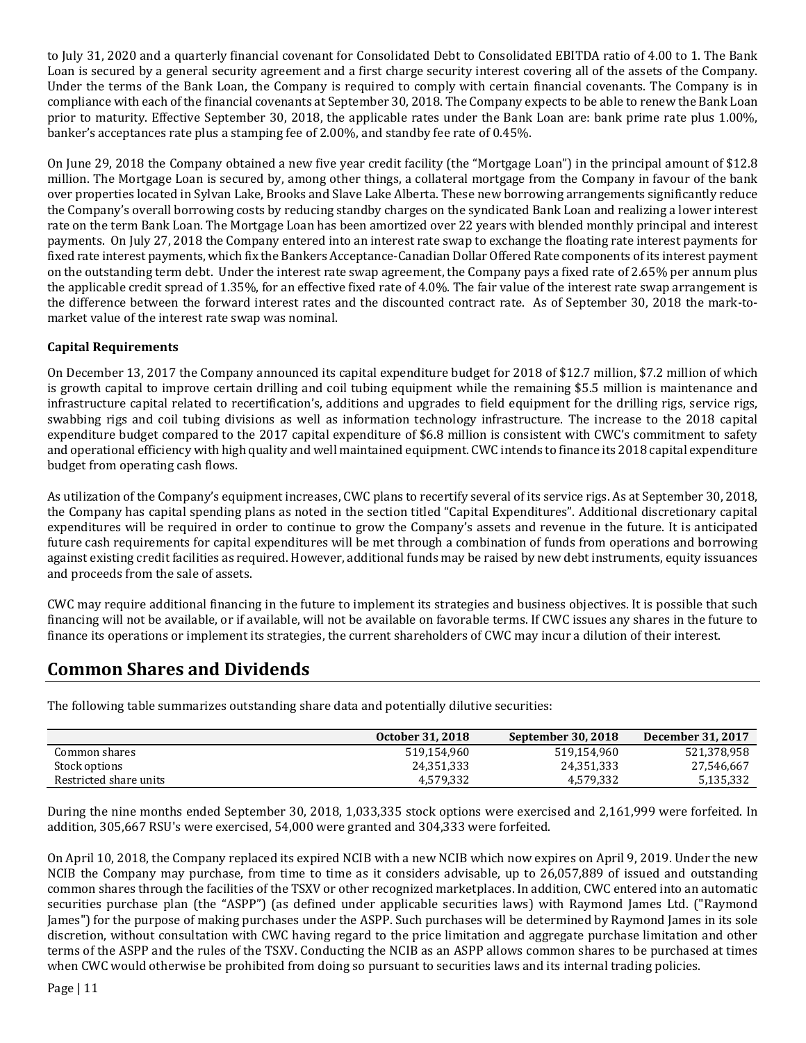to July 31, 2020 and a quarterly financial covenant for Consolidated Debt to Consolidated EBITDA ratio of 4.00 to 1. The Bank Loan is secured by a general security agreement and a first charge security interest covering all of the assets of the Company. Under the terms of the Bank Loan, the Company is required to comply with certain financial covenants. The Company is in compliance with each of the financial covenants at September 30, 2018. The Company expects to be able to renew the Bank Loan prior to maturity. Effective September 30, 2018, the applicable rates under the Bank Loan are: bank prime rate plus 1.00%, banker's acceptances rate plus a stamping fee of 2.00%, and standby fee rate of 0.45%.

On June 29, 2018 the Company obtained a new five year credit facility (the "Mortgage Loan") in the principal amount of $12.8 million. The Mortgage Loan is secured by, among other things, a collateral mortgage from the Company in favour of the bank over properties located in Sylvan Lake, Brooks and Slave Lake Alberta. These new borrowing arrangements significantly reduce the Company's overall borrowing costs by reducing standby charges on the syndicated Bank Loan and realizing a lower interest rate on the term Bank Loan. The Mortgage Loan has been amortized over 22 years with blended monthly principal and interest payments. On July 27, 2018 the Company entered into an interest rate swap to exchange the floating rate interest payments for fixed rate interest payments, which fix the Bankers Acceptance-Canadian Dollar Offered Rate components of its interest payment on the outstanding term debt. Under the interest rate swap agreement, the Company pays a fixed rate of 2.65% per annum plus the applicable credit spread of 1.35%, for an effective fixed rate of 4.0%. The fair value of the interest rate swap arrangement is the difference between the forward interest rates and the discounted contract rate. As of September 30, 2018 the mark-to-market value of the interest rate swap was nominal.

**Capital Requirements**

On December 13, 2017 the Company announced its capital expenditure budget for 2018 of $12.7 million, $7.2 million of which is growth capital to improve certain drilling and coil tubing equipment while the remaining $5.5 million is maintenance and infrastructure capital related to recertification's, additions and upgrades to field equipment for the drilling rigs, service rigs, swabbing rigs and coil tubing divisions as well as information technology infrastructure. The increase to the 2018 capital expenditure budget compared to the 2017 capital expenditure of $6.8 million is consistent with CWC's commitment to safety and operational efficiency with high quality and well maintained equipment. CWC intends to finance its 2018 capital expenditure budget from operating cash flows.

As utilization of the Company's equipment increases, CWC plans to recertify several of its service rigs. As at September 30, 2018, the Company has capital spending plans as noted in the section titled "Capital Expenditures". Additional discretionary capital expenditures will be required in order to continue to grow the Company's assets and revenue in the future. It is anticipated future cash requirements for capital expenditures will be met through a combination of funds from operations and borrowing against existing credit facilities as required. However, additional funds may be raised by new debt instruments, equity issuances and proceeds from the sale of assets.

CWC may require additional financing in the future to implement its strategies and business objectives. It is possible that such financing will not be available, or if available, will not be available on favorable terms. If CWC issues any shares in the future to finance its operations or implement its strategies, the current shareholders of CWC may incur a dilution of their interest.

# Common Shares and Dividends

The following table summarizes outstanding share data and potentially dilutive securities:

| | October 31, 2018 | September 30, 2018 | December 31, 2017 |
|---|---|---|---|
| Common shares | 519,154,960 | 519,154,960 | 521,378,958 |
| Stock options | 24,351,333 | 24,351,333 | 27,546,667 |
| Restricted share units | 4,579,332 | 4,579,332 | 5,135,332 |

During the nine months ended September 30, 2018, 1,033,335 stock options were exercised and 2,161,999 were forfeited. In addition, 305,667 RSU's were exercised, 54,000 were granted and 304,333 were forfeited.

On April 10, 2018, the Company replaced its expired NCIB with a new NCIB which now expires on April 9, 2019. Under the new NCIB the Company may purchase, from time to time as it considers advisable, up to 26,057,889 of issued and outstanding common shares through the facilities of the TSXV or other recognized marketplaces. In addition, CWC entered into an automatic securities purchase plan (the "ASPP") (as defined under applicable securities laws) with Raymond James Ltd. ("Raymond James") for the purpose of making purchases under the ASPP. Such purchases will be determined by Raymond James in its sole discretion, without consultation with CWC having regard to the price limitation and aggregate purchase limitation and other terms of the ASPP and the rules of the TSXV. Conducting the NCIB as an ASPP allows common shares to be purchased at times when CWC would otherwise be prohibited from doing so pursuant to securities laws and its internal trading policies.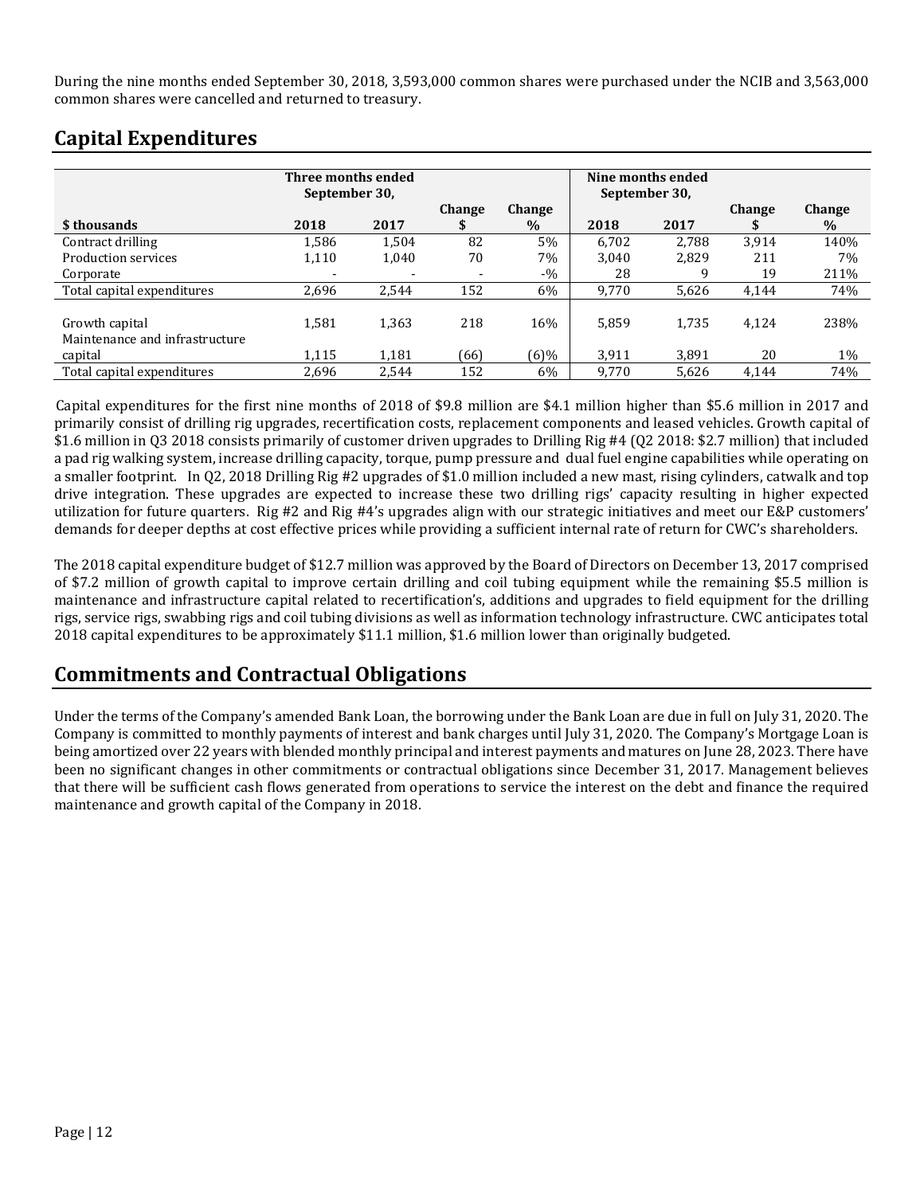During the nine months ended September 30, 2018, 3,593,000 common shares were purchased under the NCIB and 3,563,000 common shares were cancelled and returned to treasury.

## Capital Expenditures

| | Three months ended September 30, | | | | Nine months ended September 30, | | | |
|---|---|---|---|---|---|---|---|---|
| **$ thousands** | **2018** | **2017** | **Change $** | **Change %** | **2018** | **2017** | **Change $** | **Change %** |
| Contract drilling | 1,586 | 1,504 | 82 | 5% | 6,702 | 2,788 | 3,914 | 140% |
| Production services | 1,110 | 1,040 | 70 | 7% | 3,040 | 2,829 | 211 | 7% |
| Corporate | - | - | - | -% | 28 | 9 | 19 | 211% |
| Total capital expenditures | 2,696 | 2,544 | 152 | 6% | 9,770 | 5,626 | 4,144 | 74% |
| Growth capital | 1,581 | 1,363 | 218 | 16% | 5,859 | 1,735 | 4,124 | 238% |
| Maintenance and infrastructure capital | 1,115 | 1,181 | (66) | (6)% | 3,911 | 3,891 | 20 | 1% |
| Total capital expenditures | 2,696 | 2,544 | 152 | 6% | 9,770 | 5,626 | 4,144 | 74% |

Capital expenditures for the first nine months of 2018 of $9.8 million are $4.1 million higher than $5.6 million in 2017 and primarily consist of drilling rig upgrades, recertification costs, replacement components and leased vehicles. Growth capital of $1.6 million in Q3 2018 consists primarily of customer driven upgrades to Drilling Rig #4 (Q2 2018: $2.7 million) that included a pad rig walking system, increase drilling capacity, torque, pump pressure and dual fuel engine capabilities while operating on a smaller footprint. In Q2, 2018 Drilling Rig #2 upgrades of $1.0 million included a new mast, rising cylinders, catwalk and top drive integration. These upgrades are expected to increase these two drilling rigs' capacity resulting in higher expected utilization for future quarters. Rig #2 and Rig #4's upgrades align with our strategic initiatives and meet our E&P customers' demands for deeper depths at cost effective prices while providing a sufficient internal rate of return for CWC's shareholders.

The 2018 capital expenditure budget of $12.7 million was approved by the Board of Directors on December 13, 2017 comprised of $7.2 million of growth capital to improve certain drilling and coil tubing equipment while the remaining $5.5 million is maintenance and infrastructure capital related to recertification's, additions and upgrades to field equipment for the drilling rigs, service rigs, swabbing rigs and coil tubing divisions as well as information technology infrastructure. CWC anticipates total 2018 capital expenditures to be approximately $11.1 million, $1.6 million lower than originally budgeted.

## Commitments and Contractual Obligations

Under the terms of the Company's amended Bank Loan, the borrowing under the Bank Loan are due in full on July 31, 2020. The Company is committed to monthly payments of interest and bank charges until July 31, 2020. The Company's Mortgage Loan is being amortized over 22 years with blended monthly principal and interest payments and matures on June 28, 2023. There have been no significant changes in other commitments or contractual obligations since December 31, 2017. Management believes that there will be sufficient cash flows generated from operations to service the interest on the debt and finance the required maintenance and growth capital of the Company in 2018.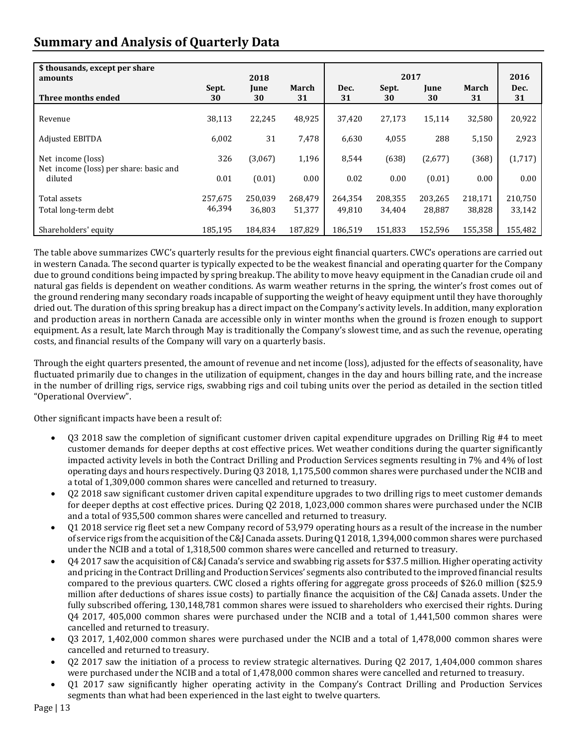## Summary and Analysis of Quarterly Data

| $ thousands, except per share amounts | 2018 | | | 2017 | | | | 2016 |
|---|---|---|---|---|---|---|---|---|
| Three months ended | Sept. 30 | June 30 | March 31 | Dec. 31 | Sept. 30 | June 30 | March 31 | Dec. 31 |
| Revenue | 38,113 | 22,245 | 48,925 | 37,420 | 27,173 | 15,114 | 32,580 | 20,922 |
| Adjusted EBITDA | 6,002 | 31 | 7,478 | 6,630 | 4,055 | 288 | 5,150 | 2,923 |
| Net income (loss) | 326 | (3,067) | 1,196 | 8,544 | (638) | (2,677) | (368) | (1,717) |
| Net income (loss) per share: basic and diluted | 0.01 | (0.01) | 0.00 | 0.02 | 0.00 | (0.01) | 0.00 | 0.00 |
| Total assets | 257,675 | 250,039 | 268,479 | 264,354 | 208,355 | 203,265 | 218,171 | 210,750 |
| Total long-term debt | 46,394 | 36,803 | 51,377 | 49,810 | 34,404 | 28,887 | 38,828 | 33,142 |
| Shareholders' equity | 185,195 | 184,834 | 187,829 | 186,519 | 151,833 | 152,596 | 155,358 | 155,482 |

The table above summarizes CWC's quarterly results for the previous eight financial quarters. CWC's operations are carried out in western Canada. The second quarter is typically expected to be the weakest financial and operating quarter for the Company due to ground conditions being impacted by spring breakup. The ability to move heavy equipment in the Canadian crude oil and natural gas fields is dependent on weather conditions. As warm weather returns in the spring, the winter's frost comes out of the ground rendering many secondary roads incapable of supporting the weight of heavy equipment until they have thoroughly dried out. The duration of this spring breakup has a direct impact on the Company's activity levels. In addition, many exploration and production areas in northern Canada are accessible only in winter months when the ground is frozen enough to support equipment. As a result, late March through May is traditionally the Company's slowest time, and as such the revenue, operating costs, and financial results of the Company will vary on a quarterly basis.

Through the eight quarters presented, the amount of revenue and net income (loss), adjusted for the effects of seasonality, have fluctuated primarily due to changes in the utilization of equipment, changes in the day and hours billing rate, and the increase in the number of drilling rigs, service rigs, swabbing rigs and coil tubing units over the period as detailed in the section titled "Operational Overview".

Other significant impacts have been a result of:

- Q3 2018 saw the completion of significant customer driven capital expenditure upgrades on Drilling Rig #4 to meet customer demands for deeper depths at cost effective prices. Wet weather conditions during the quarter significantly impacted activity levels in both the Contract Drilling and Production Services segments resulting in 7% and 4% of lost operating days and hours respectively. During Q3 2018, 1,175,500 common shares were purchased under the NCIB and a total of 1,309,000 common shares were cancelled and returned to treasury.
- Q2 2018 saw significant customer driven capital expenditure upgrades to two drilling rigs to meet customer demands for deeper depths at cost effective prices. During Q2 2018, 1,023,000 common shares were purchased under the NCIB and a total of 935,500 common shares were cancelled and returned to treasury.
- Q1 2018 service rig fleet set a new Company record of 53,979 operating hours as a result of the increase in the number of service rigs from the acquisition of the C&J Canada assets. During Q1 2018, 1,394,000 common shares were purchased under the NCIB and a total of 1,318,500 common shares were cancelled and returned to treasury.
- Q4 2017 saw the acquisition of C&J Canada's service and swabbing rig assets for $37.5 million. Higher operating activity and pricing in the Contract Drilling and Production Services' segments also contributed to the improved financial results compared to the previous quarters. CWC closed a rights offering for aggregate gross proceeds of $26.0 million ($25.9 million after deductions of shares issue costs) to partially finance the acquisition of the C&J Canada assets. Under the fully subscribed offering, 130,148,781 common shares were issued to shareholders who exercised their rights. During Q4 2017, 405,000 common shares were purchased under the NCIB and a total of 1,441,500 common shares were cancelled and returned to treasury.
- Q3 2017, 1,402,000 common shares were purchased under the NCIB and a total of 1,478,000 common shares were cancelled and returned to treasury.
- Q2 2017 saw the initiation of a process to review strategic alternatives. During Q2 2017, 1,404,000 common shares were purchased under the NCIB and a total of 1,478,000 common shares were cancelled and returned to treasury.
- Q1 2017 saw significantly higher operating activity in the Company's Contract Drilling and Production Services segments than what had been experienced in the last eight to twelve quarters.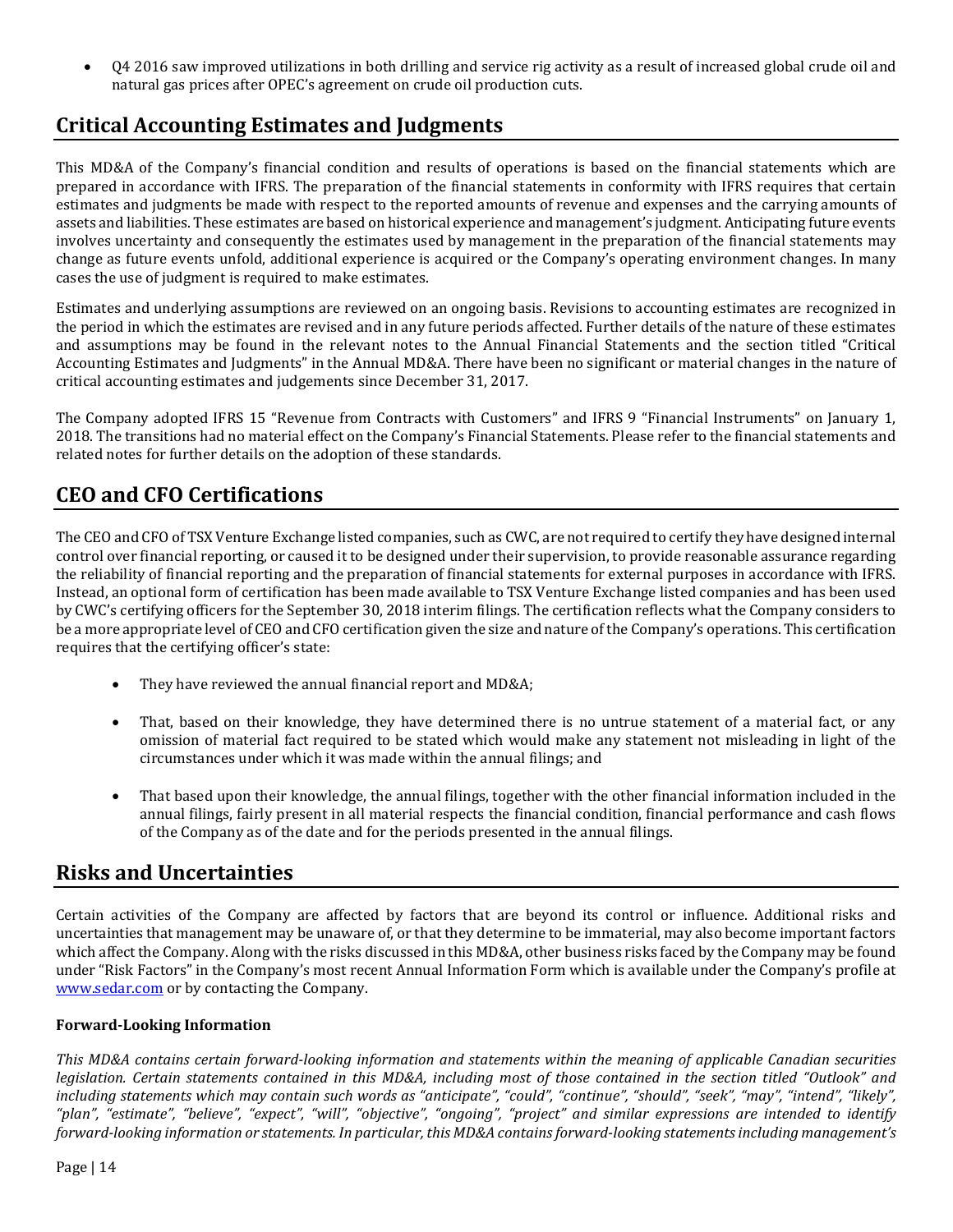- Q4 2016 saw improved utilizations in both drilling and service rig activity as a result of increased global crude oil and natural gas prices after OPEC's agreement on crude oil production cuts.

## Critical Accounting Estimates and Judgments

This MD&A of the Company's financial condition and results of operations is based on the financial statements which are prepared in accordance with IFRS. The preparation of the financial statements in conformity with IFRS requires that certain estimates and judgments be made with respect to the reported amounts of revenue and expenses and the carrying amounts of assets and liabilities. These estimates are based on historical experience and management's judgment. Anticipating future events involves uncertainty and consequently the estimates used by management in the preparation of the financial statements may change as future events unfold, additional experience is acquired or the Company's operating environment changes. In many cases the use of judgment is required to make estimates.

Estimates and underlying assumptions are reviewed on an ongoing basis. Revisions to accounting estimates are recognized in the period in which the estimates are revised and in any future periods affected. Further details of the nature of these estimates and assumptions may be found in the relevant notes to the Annual Financial Statements and the section titled "Critical Accounting Estimates and Judgments" in the Annual MD&A. There have been no significant or material changes in the nature of critical accounting estimates and judgements since December 31, 2017.

The Company adopted IFRS 15 "Revenue from Contracts with Customers" and IFRS 9 "Financial Instruments" on January 1, 2018. The transitions had no material effect on the Company's Financial Statements. Please refer to the financial statements and related notes for further details on the adoption of these standards.

## CEO and CFO Certifications

The CEO and CFO of TSX Venture Exchange listed companies, such as CWC, are not required to certify they have designed internal control over financial reporting, or caused it to be designed under their supervision, to provide reasonable assurance regarding the reliability of financial reporting and the preparation of financial statements for external purposes in accordance with IFRS. Instead, an optional form of certification has been made available to TSX Venture Exchange listed companies and has been used by CWC's certifying officers for the September 30, 2018 interim filings. The certification reflects what the Company considers to be a more appropriate level of CEO and CFO certification given the size and nature of the Company's operations. This certification requires that the certifying officer's state:

- They have reviewed the annual financial report and MD&A;
- That, based on their knowledge, they have determined there is no untrue statement of a material fact, or any omission of material fact required to be stated which would make any statement not misleading in light of the circumstances under which it was made within the annual filings; and
- That based upon their knowledge, the annual filings, together with the other financial information included in the annual filings, fairly present in all material respects the financial condition, financial performance and cash flows of the Company as of the date and for the periods presented in the annual filings.

## Risks and Uncertainties

Certain activities of the Company are affected by factors that are beyond its control or influence. Additional risks and uncertainties that management may be unaware of, or that they determine to be immaterial, may also become important factors which affect the Company. Along with the risks discussed in this MD&A, other business risks faced by the Company may be found under "Risk Factors" in the Company's most recent Annual Information Form which is available under the Company's profile at www.sedar.com or by contacting the Company.

**Forward-Looking Information**

*This MD&A contains certain forward-looking information and statements within the meaning of applicable Canadian securities legislation. Certain statements contained in this MD&A, including most of those contained in the section titled "Outlook" and including statements which may contain such words as "anticipate", "could", "continue", "should", "seek", "may", "intend", "likely", "plan", "estimate", "believe", "expect", "will", "objective", "ongoing", "project" and similar expressions are intended to identify forward-looking information or statements. In particular, this MD&A contains forward-looking statements including management's*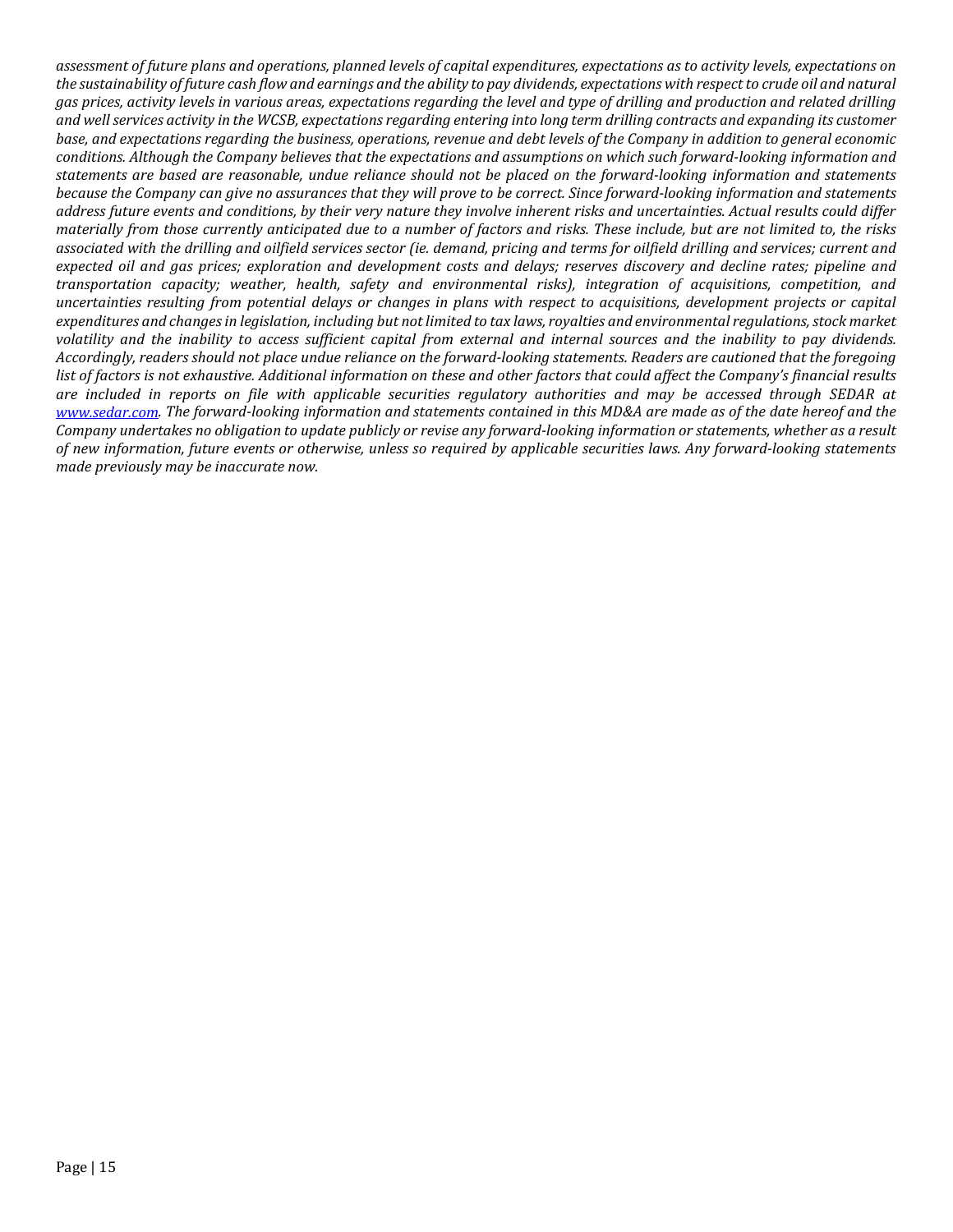*assessment of future plans and operations, planned levels of capital expenditures, expectations as to activity levels, expectations on the sustainability of future cash flow and earnings and the ability to pay dividends, expectations with respect to crude oil and natural gas prices, activity levels in various areas, expectations regarding the level and type of drilling and production and related drilling and well services activity in the WCSB, expectations regarding entering into long term drilling contracts and expanding its customer base, and expectations regarding the business, operations, revenue and debt levels of the Company in addition to general economic conditions. Although the Company believes that the expectations and assumptions on which such forward-looking information and statements are based are reasonable, undue reliance should not be placed on the forward-looking information and statements because the Company can give no assurances that they will prove to be correct. Since forward-looking information and statements address future events and conditions, by their very nature they involve inherent risks and uncertainties. Actual results could differ materially from those currently anticipated due to a number of factors and risks. These include, but are not limited to, the risks associated with the drilling and oilfield services sector (ie. demand, pricing and terms for oilfield drilling and services; current and expected oil and gas prices; exploration and development costs and delays; reserves discovery and decline rates; pipeline and transportation capacity; weather, health, safety and environmental risks), integration of acquisitions, competition, and uncertainties resulting from potential delays or changes in plans with respect to acquisitions, development projects or capital expenditures and changes in legislation, including but not limited to tax laws, royalties and environmental regulations, stock market volatility and the inability to access sufficient capital from external and internal sources and the inability to pay dividends. Accordingly, readers should not place undue reliance on the forward-looking statements. Readers are cautioned that the foregoing list of factors is not exhaustive. Additional information on these and other factors that could affect the Company's financial results are included in reports on file with applicable securities regulatory authorities and may be accessed through SEDAR at [www.sedar.com](http://www.sedar.com). The forward-looking information and statements contained in this MD&A are made as of the date hereof and the Company undertakes no obligation to update publicly or revise any forward-looking information or statements, whether as a result of new information, future events or otherwise, unless so required by applicable securities laws. Any forward-looking statements made previously may be inaccurate now.*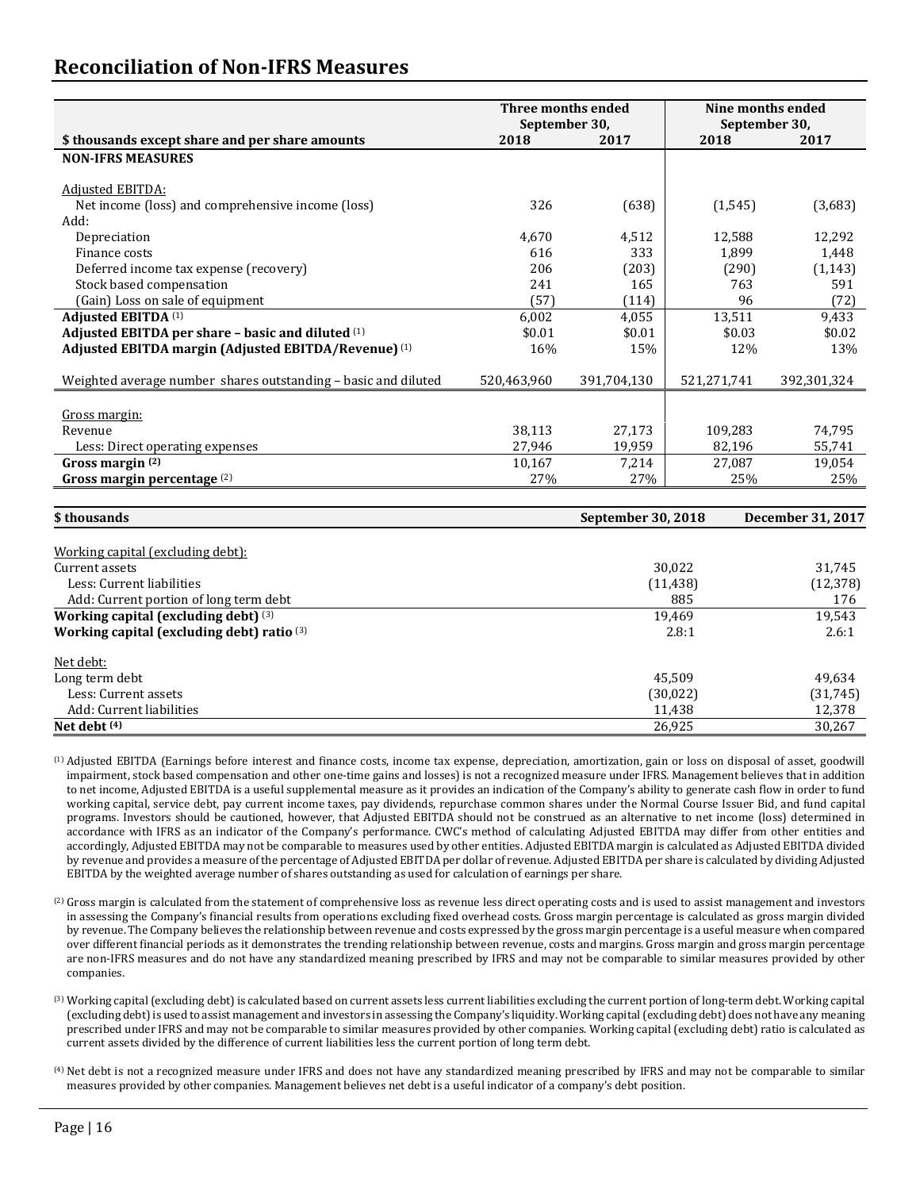## Reconciliation of Non-IFRS Measures

| | Three months ended September 30, | | Nine months ended September 30, | |
|---|---|---|---|---|
| **$ thousands except share and per share amounts** | **2018** | **2017** | **2018** | **2017** |
| **NON-IFRS MEASURES** | | | | |
| Adjusted EBITDA: | | | | |
| Net income (loss) and comprehensive income (loss) | 326 | (638) | (1,545) | (3,683) |
| Add: | | | | |
| Depreciation | 4,670 | 4,512 | 12,588 | 12,292 |
| Finance costs | 616 | 333 | 1,899 | 1,448 |
| Deferred income tax expense (recovery) | 206 | (203) | (290) | (1,143) |
| Stock based compensation | 241 | 165 | 763 | 591 |
| (Gain) Loss on sale of equipment | (57) | (114) | 96 | (72) |
| **Adjusted EBITDA** (1) | 6,002 | 4,055 | 13,511 | 9,433 |
| **Adjusted EBITDA per share – basic and diluted** (1) | $0.01 | $0.01 | $0.03 | $0.02 |
| **Adjusted EBITDA margin (Adjusted EBITDA/Revenue)** (1) | 16% | 15% | 12% | 13% |
| Weighted average number shares outstanding – basic and diluted | 520,463,960 | 391,704,130 | 521,271,741 | 392,301,324 |
| Gross margin: | | | | |
| Revenue | 38,113 | 27,173 | 109,283 | 74,795 |
| Less: Direct operating expenses | 27,946 | 19,959 | 82,196 | 55,741 |
| **Gross margin** (2) | 10,167 | 7,214 | 27,087 | 19,054 |
| **Gross margin percentage** (2) | 27% | 27% | 25% | 25% |

| **$ thousands** | **September 30, 2018** | **December 31, 2017** |
|---|---|---|
| Working capital (excluding debt): | | |
| Current assets | 30,022 | 31,745 |
| Less: Current liabilities | (11,438) | (12,378) |
| Add: Current portion of long term debt | 885 | 176 |
| **Working capital (excluding debt)** (3) | 19,469 | 19,543 |
| **Working capital (excluding debt) ratio** (3) | 2.8:1 | 2.6:1 |
| Net debt: | | |
| Long term debt | 45,509 | 49,634 |
| Less: Current assets | (30,022) | (31,745) |
| Add: Current liabilities | 11,438 | 12,378 |
| **Net debt** (4) | 26,925 | 30,267 |

(1) Adjusted EBITDA (Earnings before interest and finance costs, income tax expense, depreciation, amortization, gain or loss on disposal of asset, goodwill impairment, stock based compensation and other one-time gains and losses) is not a recognized measure under IFRS. Management believes that in addition to net income, Adjusted EBITDA is a useful supplemental measure as it provides an indication of the Company's ability to generate cash flow in order to fund working capital, service debt, pay current income taxes, pay dividends, repurchase common shares under the Normal Course Issuer Bid, and fund capital programs. Investors should be cautioned, however, that Adjusted EBITDA should not be construed as an alternative to net income (loss) determined in accordance with IFRS as an indicator of the Company's performance. CWC's method of calculating Adjusted EBITDA may differ from other entities and accordingly, Adjusted EBITDA may not be comparable to measures used by other entities. Adjusted EBITDA margin is calculated as Adjusted EBITDA divided by revenue and provides a measure of the percentage of Adjusted EBITDA per dollar of revenue. Adjusted EBITDA per share is calculated by dividing Adjusted EBITDA by the weighted average number of shares outstanding as used for calculation of earnings per share.

(2) Gross margin is calculated from the statement of comprehensive loss as revenue less direct operating costs and is used to assist management and investors in assessing the Company's financial results from operations excluding fixed overhead costs. Gross margin percentage is calculated as gross margin divided by revenue. The Company believes the relationship between revenue and costs expressed by the gross margin percentage is a useful measure when compared over different financial periods as it demonstrates the trending relationship between revenue, costs and margins. Gross margin and gross margin percentage are non-IFRS measures and do not have any standardized meaning prescribed by IFRS and may not be comparable to similar measures provided by other companies.

(3) Working capital (excluding debt) is calculated based on current assets less current liabilities excluding the current portion of long-term debt. Working capital (excluding debt) is used to assist management and investors in assessing the Company's liquidity. Working capital (excluding debt) does not have any meaning prescribed under IFRS and may not be comparable to similar measures provided by other companies. Working capital (excluding debt) ratio is calculated as current assets divided by the difference of current liabilities less the current portion of long term debt.

(4) Net debt is not a recognized measure under IFRS and does not have any standardized meaning prescribed by IFRS and may not be comparable to similar measures provided by other companies. Management believes net debt is a useful indicator of a company's debt position.